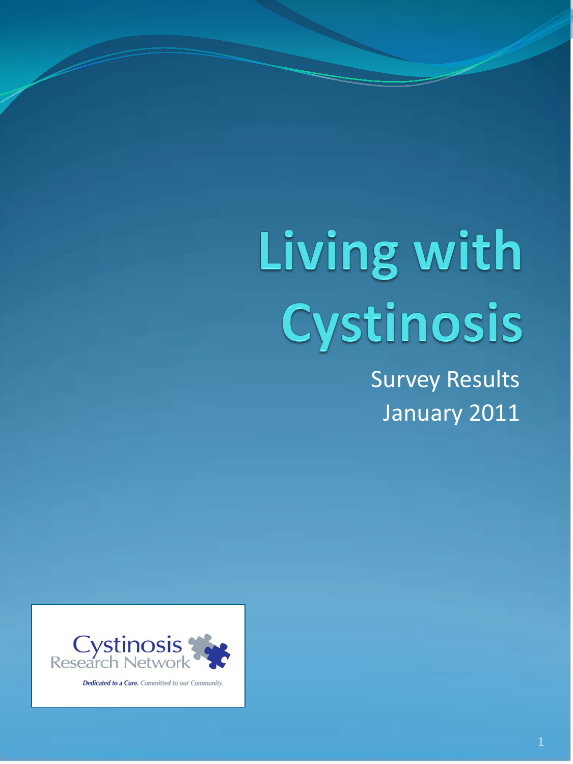# Living with Cystinosis

Survey Results

January 2011

Cystinosis Research Network

*Dedicated to a Cure. Committed to our Community.*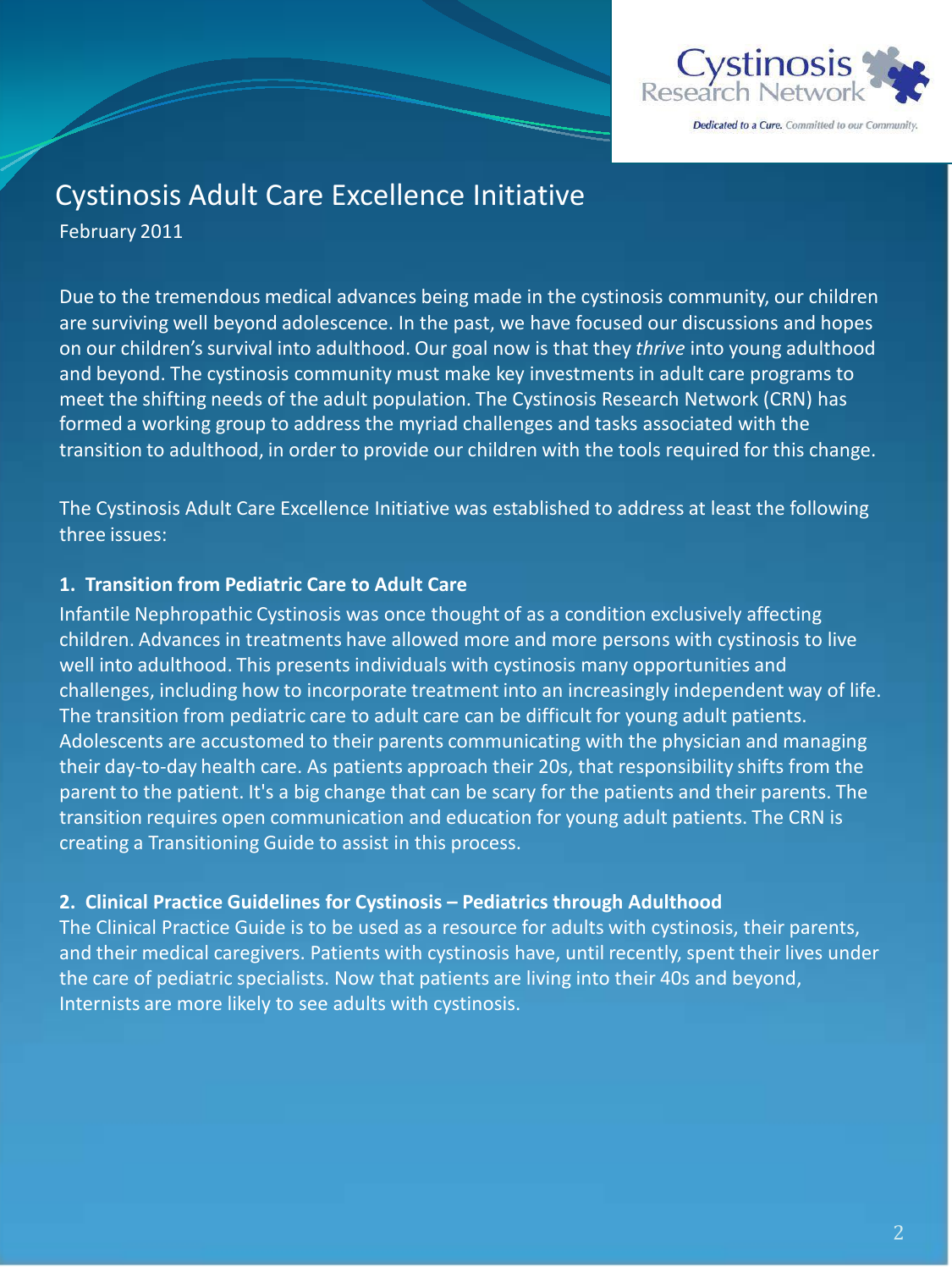# Cystinosis Adult Care Excellence Initiative

February 2011

Due to the tremendous medical advances being made in the cystinosis community, our children are surviving well beyond adolescence. In the past, we have focused our discussions and hopes on our children's survival into adulthood. Our goal now is that they *thrive* into young adulthood and beyond. The cystinosis community must make key investments in adult care programs to meet the shifting needs of the adult population. The Cystinosis Research Network (CRN) has formed a working group to address the myriad challenges and tasks associated with the transition to adulthood, in order to provide our children with the tools required for this change.

The Cystinosis Adult Care Excellence Initiative was established to address at least the following three issues:

**1. Transition from Pediatric Care to Adult Care**

Infantile Nephropathic Cystinosis was once thought of as a condition exclusively affecting children. Advances in treatments have allowed more and more persons with cystinosis to live well into adulthood. This presents individuals with cystinosis many opportunities and challenges, including how to incorporate treatment into an increasingly independent way of life. The transition from pediatric care to adult care can be difficult for young adult patients. Adolescents are accustomed to their parents communicating with the physician and managing their day-to-day health care. As patients approach their 20s, that responsibility shifts from the parent to the patient. It's a big change that can be scary for the patients and their parents. The transition requires open communication and education for young adult patients. The CRN is creating a Transitioning Guide to assist in this process.

**2. Clinical Practice Guidelines for Cystinosis – Pediatrics through Adulthood**

The Clinical Practice Guide is to be used as a resource for adults with cystinosis, their parents, and their medical caregivers. Patients with cystinosis have, until recently, spent their lives under the care of pediatric specialists. Now that patients are living into their 40s and beyond, Internists are more likely to see adults with cystinosis.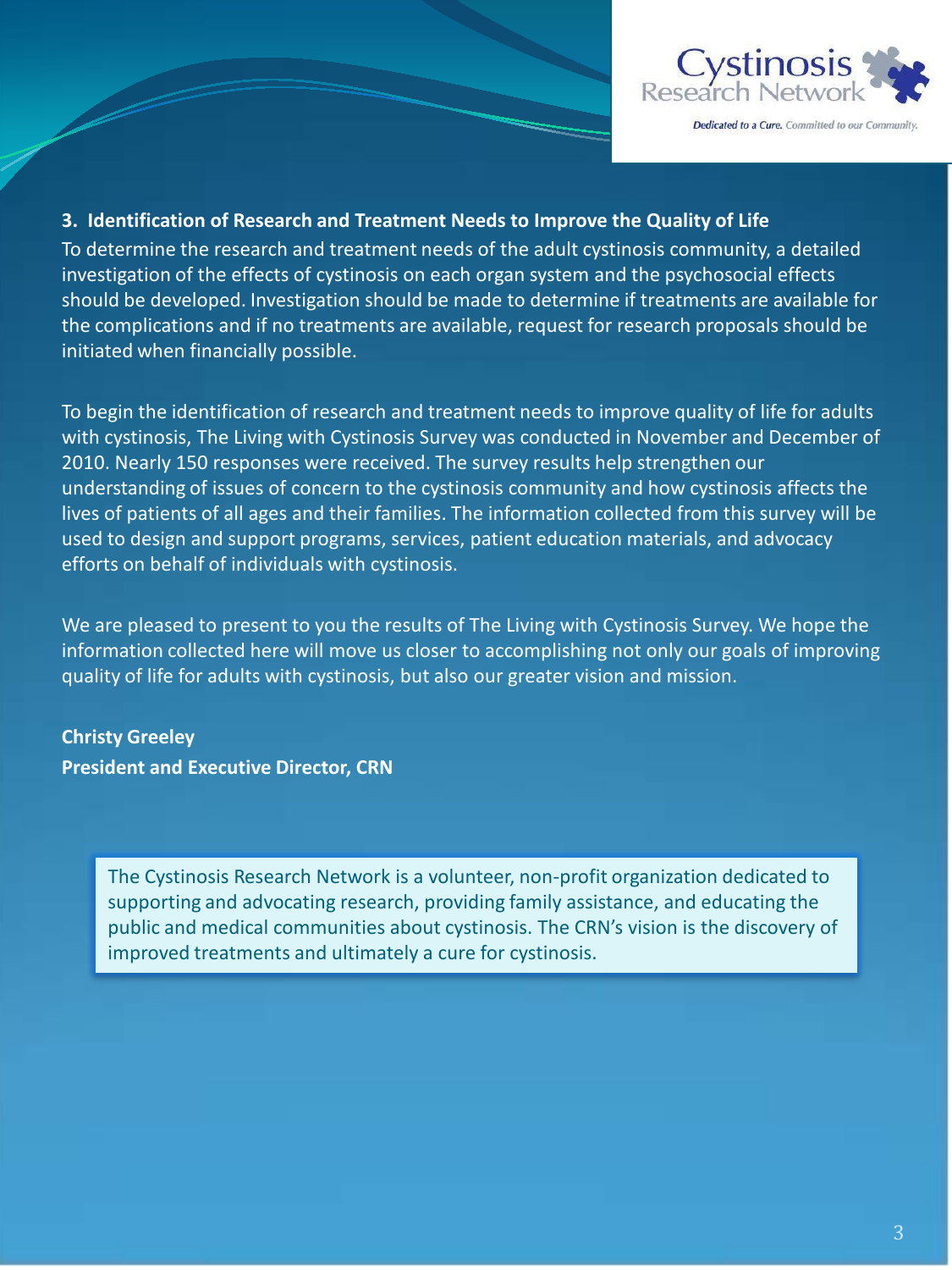### 3. Identification of Research and Treatment Needs to Improve the Quality of Life

To determine the research and treatment needs of the adult cystinosis community, a detailed investigation of the effects of cystinosis on each organ system and the psychosocial effects should be developed. Investigation should be made to determine if treatments are available for the complications and if no treatments are available, request for research proposals should be initiated when financially possible.

To begin the identification of research and treatment needs to improve quality of life for adults with cystinosis, The Living with Cystinosis Survey was conducted in November and December of 2010. Nearly 150 responses were received. The survey results help strengthen our understanding of issues of concern to the cystinosis community and how cystinosis affects the lives of patients of all ages and their families. The information collected from this survey will be used to design and support programs, services, patient education materials, and advocacy efforts on behalf of individuals with cystinosis.

We are pleased to present to you the results of The Living with Cystinosis Survey. We hope the information collected here will move us closer to accomplishing not only our goals of improving quality of life for adults with cystinosis, but also our greater vision and mission.

**Christy Greeley**
**President and Executive Director, CRN**

> The Cystinosis Research Network is a volunteer, non-profit organization dedicated to supporting and advocating research, providing family assistance, and educating the public and medical communities about cystinosis. The CRN's vision is the discovery of improved treatments and ultimately a cure for cystinosis.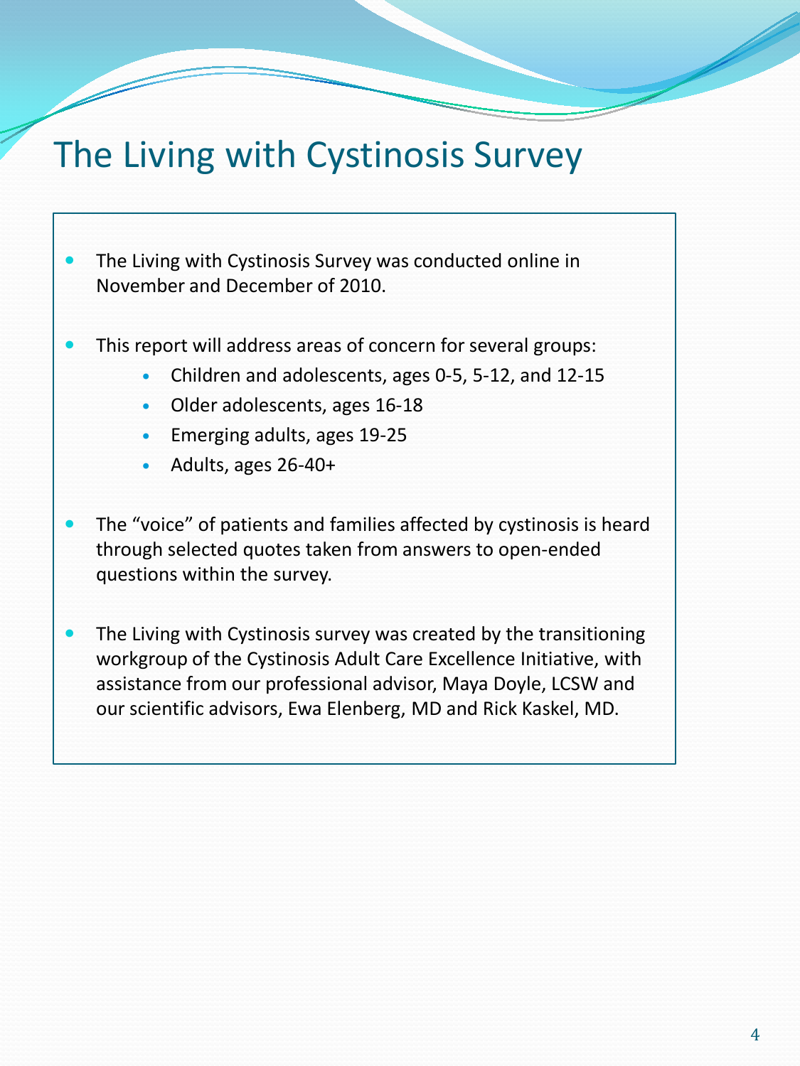# The Living with Cystinosis Survey

- The Living with Cystinosis Survey was conducted online in November and December of 2010.
- This report will address areas of concern for several groups:
  - Children and adolescents, ages 0-5, 5-12, and 12-15
  - Older adolescents, ages 16-18
  - Emerging adults, ages 19-25
  - Adults, ages 26-40+
- The “voice” of patients and families affected by cystinosis is heard through selected quotes taken from answers to open-ended questions within the survey.
- The Living with Cystinosis survey was created by the transitioning workgroup of the Cystinosis Adult Care Excellence Initiative, with assistance from our professional advisor, Maya Doyle, LCSW and our scientific advisors, Ewa Elenberg, MD and Rick Kaskel, MD.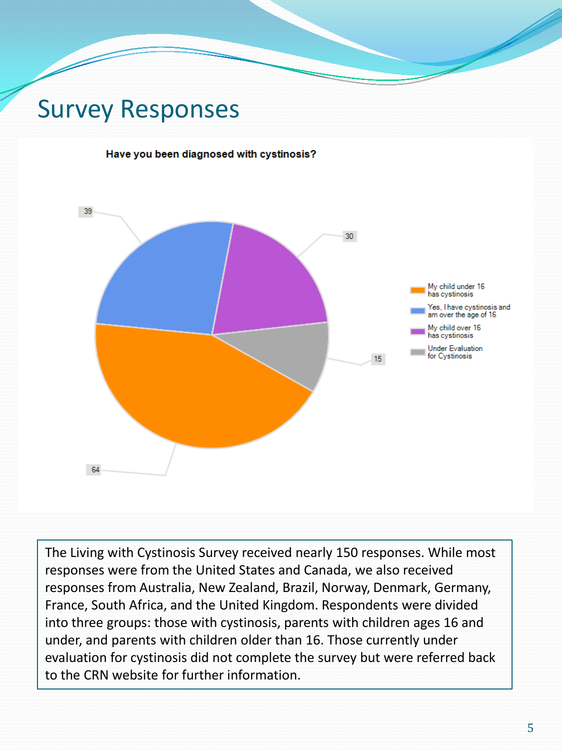# Survey Responses

**Have you been diagnosed with cystinosis?**

| Response | Count |
|---|---|
| My child under 16 has cystinosis | 64 |
| Yes, I have cystinosis and am over the age of 16 | 39 |
| My child over 16 has cystinosis | 30 |
| Under Evaluation for Cystinosis | 15 |

The Living with Cystinosis Survey received nearly 150 responses. While most responses were from the United States and Canada, we also received responses from Australia, New Zealand, Brazil, Norway, Denmark, Germany, France, South Africa, and the United Kingdom. Respondents were divided into three groups: those with cystinosis, parents with children ages 16 and under, and parents with children older than 16. Those currently under evaluation for cystinosis did not complete the survey but were referred back to the CRN website for further information.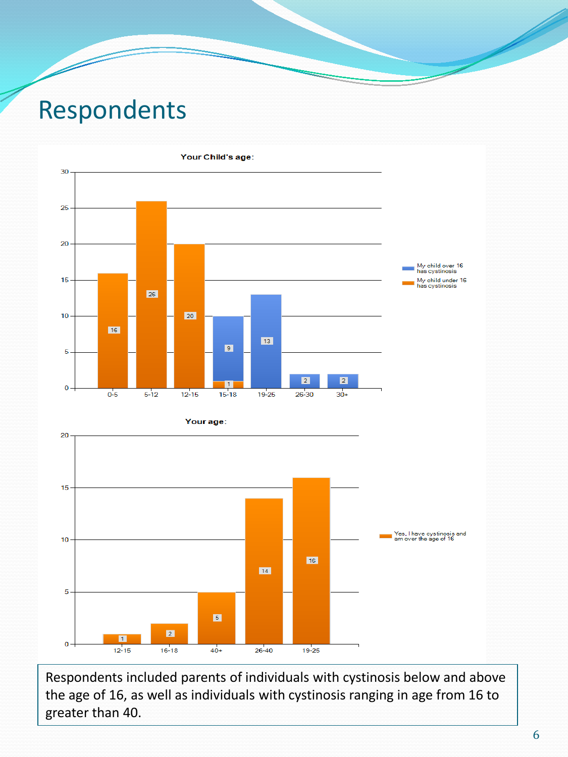# Respondents

**Your Child's age:**

| Age | My child under 16 has cystinosis | My child over 16 has cystinosis |
|---|---|---|
| 0-5 | 16 | |
| 5-12 | 26 | |
| 12-15 | 20 | |
| 15-18 | 1 | 9 |
| 19-25 | | 13 |
| 26-30 | | 2 |
| 30+ | | 2 |

**Your age:**

| Age | Yes, I have cystinosis and am over the age of 16 |
|---|---|
| 12-15 | 1 |
| 16-18 | 2 |
| 40+ | 5 |
| 26-40 | 14 |
| 19-25 | 16 |

Respondents included parents of individuals with cystinosis below and above the age of 16, as well as individuals with cystinosis ranging in age from 16 to greater than 40.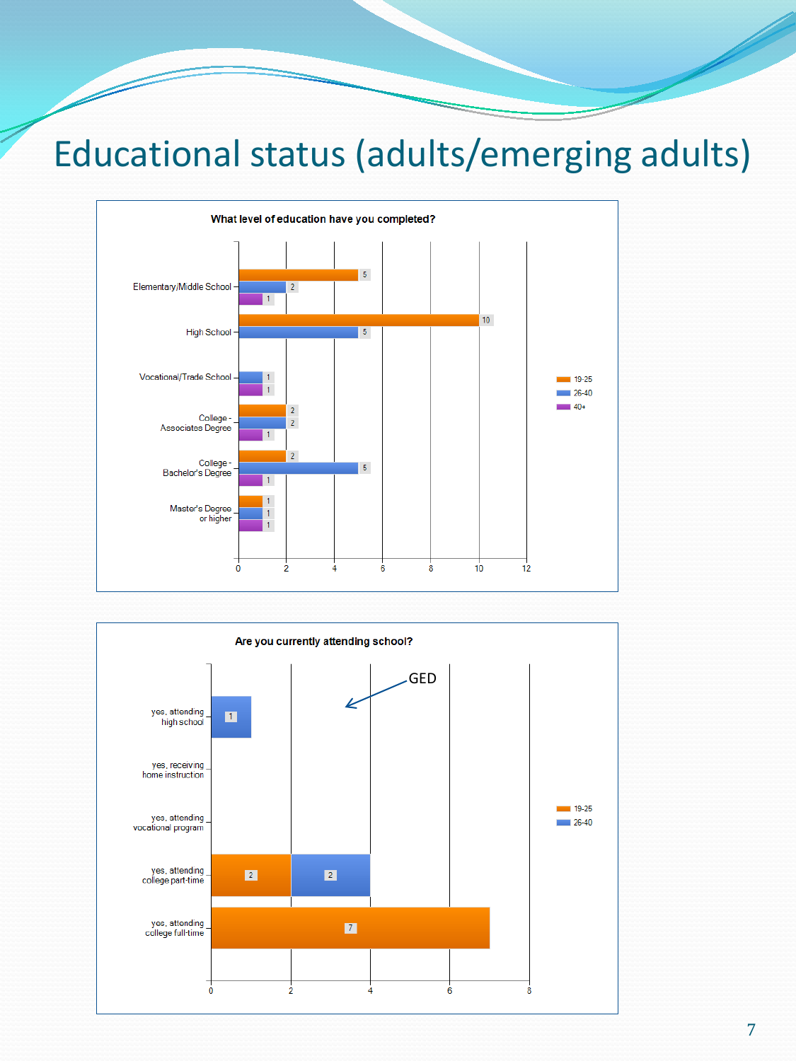# Educational status (adults/emerging adults)

**What level of education have you completed?**

| | 19-25 | 26-40 | 40+ |
|---|---|---|---|
| Elementary/Middle School | 5 | 2 | 1 |
| High School | 10 | 5 | |
| Vocational/Trade School | | 1 | 1 |
| College - Associates Degree | 2 | 2 | 1 |
| College - Bachelor's Degree | 2 | 5 | 1 |
| Master's Degree or higher | 1 | 1 | 1 |

**Are you currently attending school?**

| | 19-25 | 26-40 |
|---|---|---|
| yes, attending high school | | 1 |
| yes, receiving home instruction | | |
| yes, attending vocational program | | |
| yes, attending college part-time | 2 | 2 |
| yes, attending college full-time | 7 | |

GED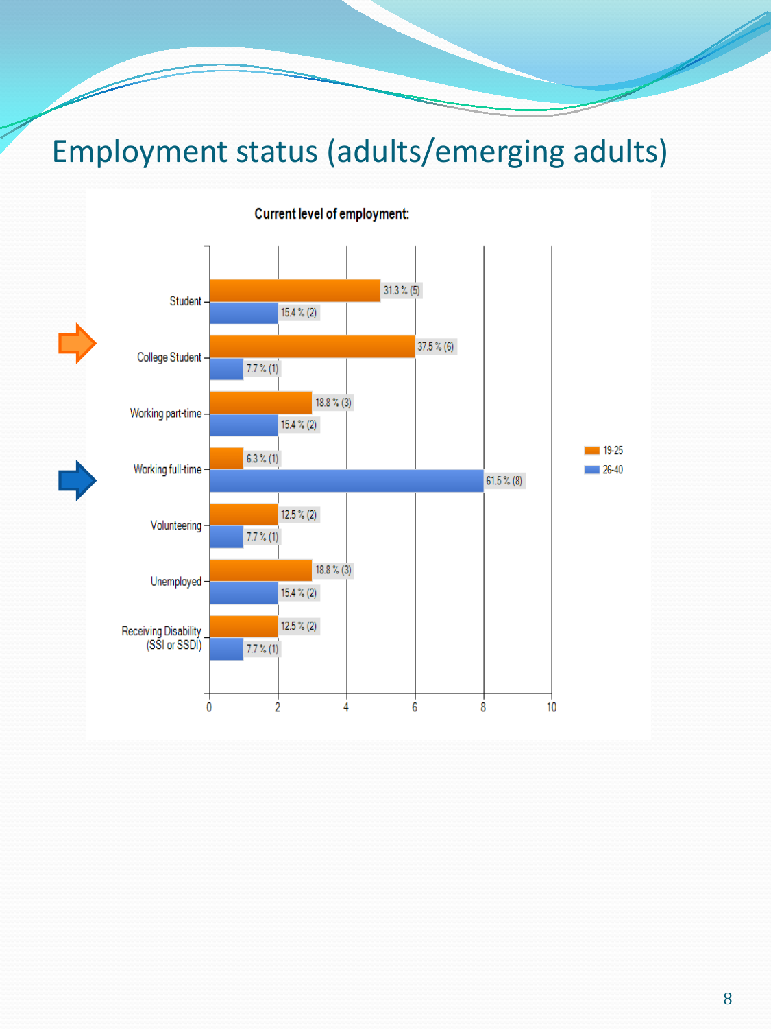# Employment status (adults/emerging adults)

**Current level of employment:**

| | 19-25 | 26-40 |
|---|---|---|
| Student | 31.3 % (5) | 15.4 % (2) |
| College Student | 37.5 % (6) | 7.7 % (1) |
| Working part-time | 18.8 % (3) | 15.4 % (2) |
| Working full-time | 6.3 % (1) | 61.5 % (8) |
| Volunteering | 12.5 % (2) | 7.7 % (1) |
| Unemployed | 18.8 % (3) | 15.4 % (2) |
| Receiving Disability (SSI or SSDI) | 12.5 % (2) | 7.7 % (1) |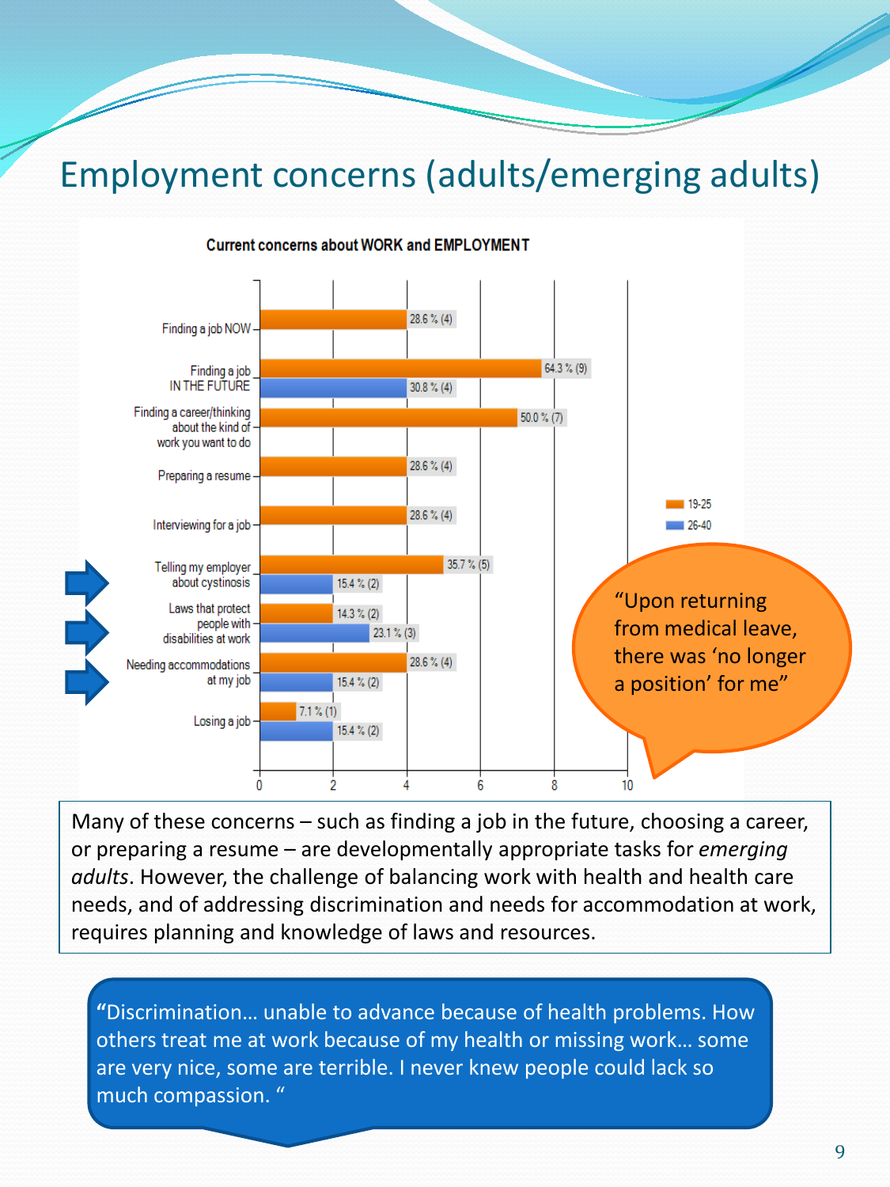# Employment concerns (adults/emerging adults)

**Current concerns about WORK and EMPLOYMENT**

| Concern | 19-25 | 26-40 |
|---|---|---|
| Finding a job NOW | 28.6 % (4) | |
| Finding a job IN THE FUTURE | 64.3 % (9) | 30.8 % (4) |
| Finding a career/thinking about the kind of work you want to do | 50.0 % (7) | |
| Preparing a resume | 28.6 % (4) | |
| Interviewing for a job | 28.6 % (4) | |
| Telling my employer about cystinosis | 35.7 % (5) | 15.4 % (2) |
| Laws that protect people with disabilities at work | 14.3 % (2) | 23.1 % (3) |
| Needing accommodations at my job | 28.6 % (4) | 15.4 % (2) |
| Losing a job | 7.1 % (1) | 15.4 % (2) |

"Upon returning from medical leave, there was 'no longer a position' for me"

Many of these concerns – such as finding a job in the future, choosing a career, or preparing a resume – are developmentally appropriate tasks for *emerging adults*. However, the challenge of balancing work with health and health care needs, and of addressing discrimination and needs for accommodation at work, requires planning and knowledge of laws and resources.

"Discrimination… unable to advance because of health problems. How others treat me at work because of my health or missing work… some are very nice, some are terrible. I never knew people could lack so much compassion. "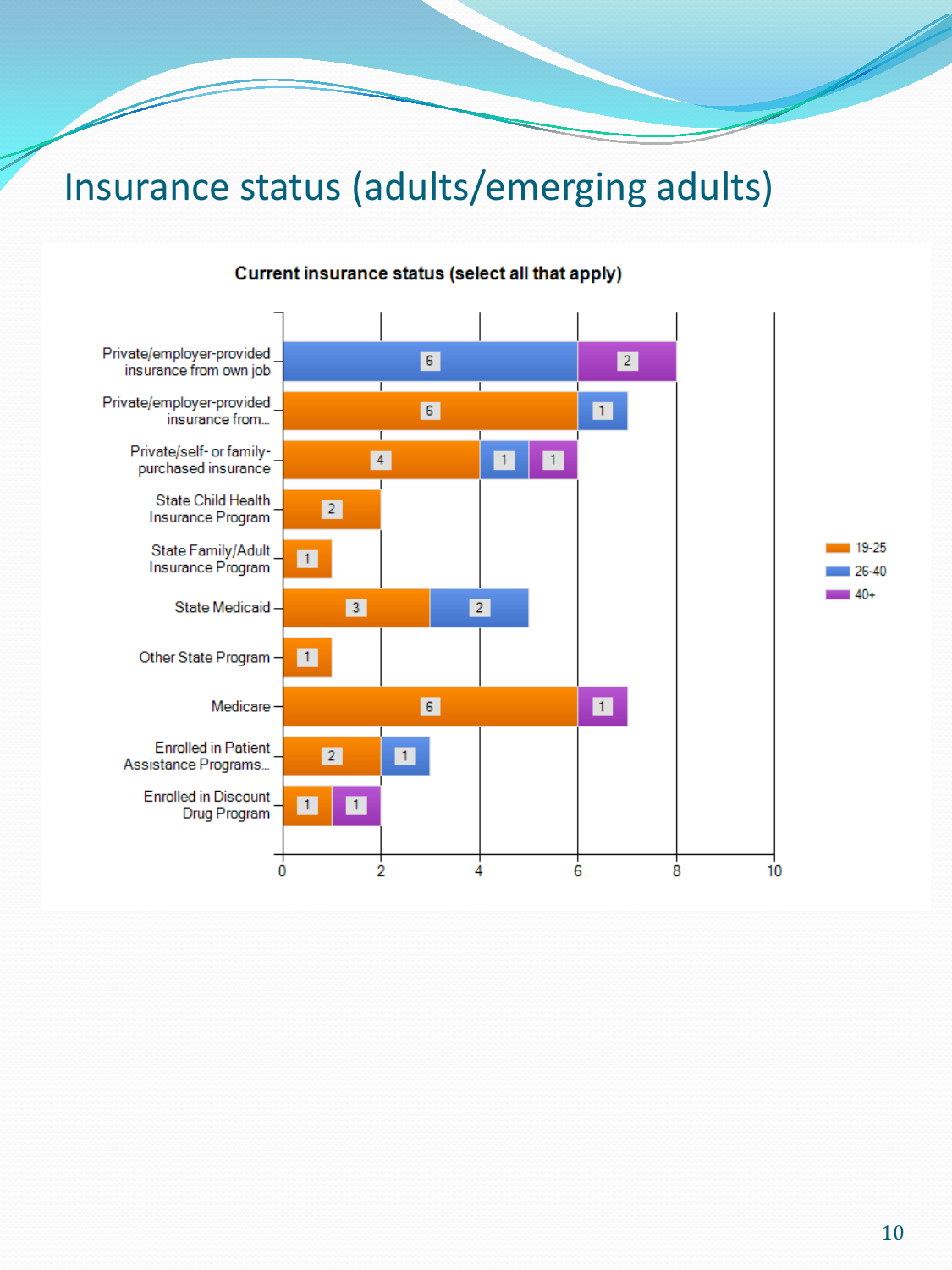# Insurance status (adults/emerging adults)

**Current insurance status (select all that apply)**

| Insurance status | 19-25 | 26-40 | 40+ |
|---|---|---|---|
| Private/employer-provided insurance from own job | | 6 | 2 |
| Private/employer-provided insurance from... | 6 | 1 | |
| Private/self- or family-purchased insurance | 4 | 1 | 1 |
| State Child Health Insurance Program | 2 | | |
| State Family/Adult Insurance Program | 1 | | |
| State Medicaid | 3 | 2 | |
| Other State Program | 1 | | |
| Medicare | 6 | | 1 |
| Enrolled in Patient Assistance Programs... | 2 | 1 | |
| Enrolled in Discount Drug Program | 1 | | 1 |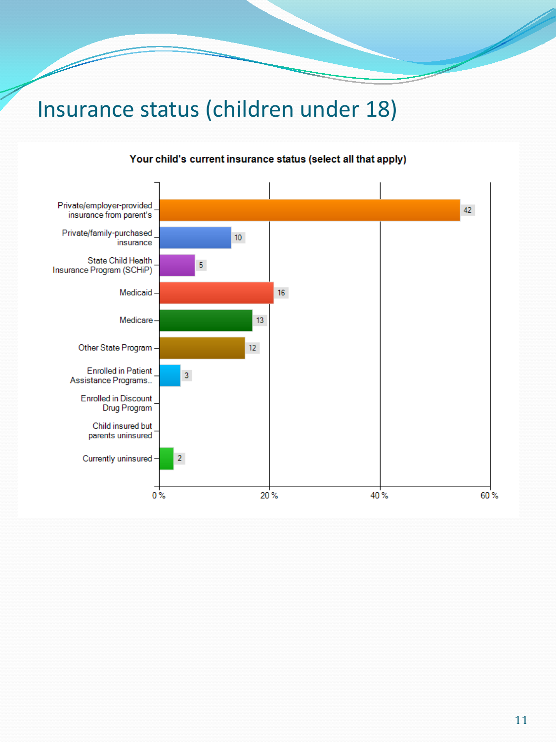# Insurance status (children under 18)

**Your child's current insurance status (select all that apply)**

| Response | Count |
| --- | --- |
| Private/employer-provided insurance from parent's | 42 |
| Private/family-purchased insurance | 10 |
| State Child Health Insurance Program (SCHiP) | 5 |
| Medicaid | 16 |
| Medicare | 13 |
| Other State Program | 12 |
| Enrolled in Patient Assistance Programs... | 3 |
| Enrolled in Discount Drug Program | |
| Child insured but parents uninsured | |
| Currently uninsured | 2 |

Axis: 0 %, 20 %, 40 %, 60 %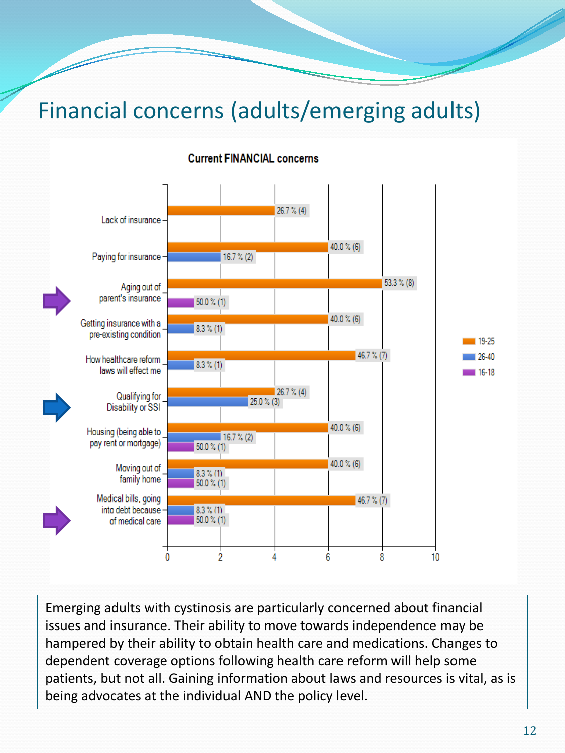# Financial concerns (adults/emerging adults)

**Current FINANCIAL concerns**

| Concern | 19-25 | 26-40 | 16-18 |
|---|---|---|---|
| Lack of insurance | 26.7 % (4) | | |
| Paying for insurance | 40.0 % (6) | 16.7 % (2) | |
| Aging out of parent's insurance | 53.3 % (8) | | 50.0 % (1) |
| Getting insurance with a pre-existing condition | 40.0 % (6) | 8.3 % (1) | |
| How healthcare reform laws will effect me | 46.7 % (7) | 8.3 % (1) | |
| Qualifying for Disability or SSI | 26.7 % (4) | 25.0 % (3) | |
| Housing (being able to pay rent or mortgage) | 40.0 % (6) | 16.7 % (2) | 50.0 % (1) |
| Moving out of family home | 40.0 % (6) | 8.3 % (1) | 50.0 % (1) |
| Medical bills, going into debt because of medical care | 46.7 % (7) | 8.3 % (1) | 50.0 % (1) |

Emerging adults with cystinosis are particularly concerned about financial issues and insurance. Their ability to move towards independence may be hampered by their ability to obtain health care and medications. Changes to dependent coverage options following health care reform will help some patients, but not all. Gaining information about laws and resources is vital, as is being advocates at the individual AND the policy level.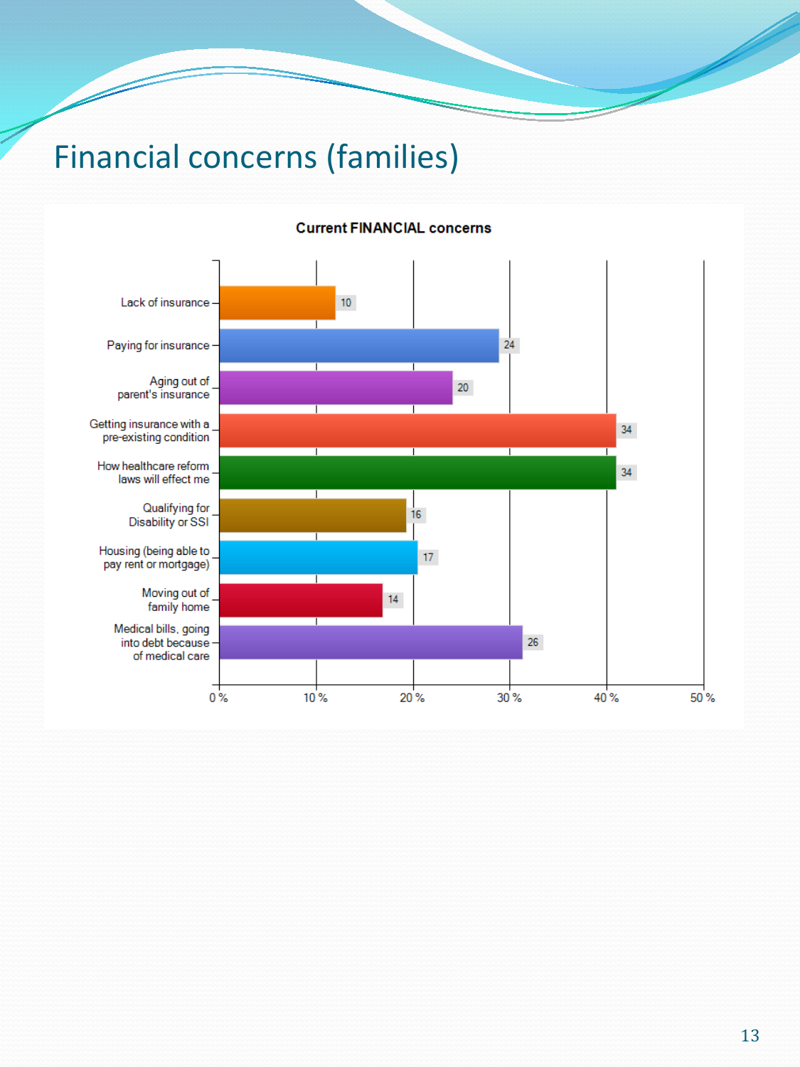# Financial concerns (families)

**Current FINANCIAL concerns**

| Concern | % |
|---|---|
| Lack of insurance | 10 |
| Paying for insurance | 24 |
| Aging out of parent's insurance | 20 |
| Getting insurance with a pre-existing condition | 34 |
| How healthcare reform laws will effect me | 34 |
| Qualifying for Disability or SSI | 16 |
| Housing (being able to pay rent or mortgage) | 17 |
| Moving out of family home | 14 |
| Medical bills, going into debt because of medical care | 26 |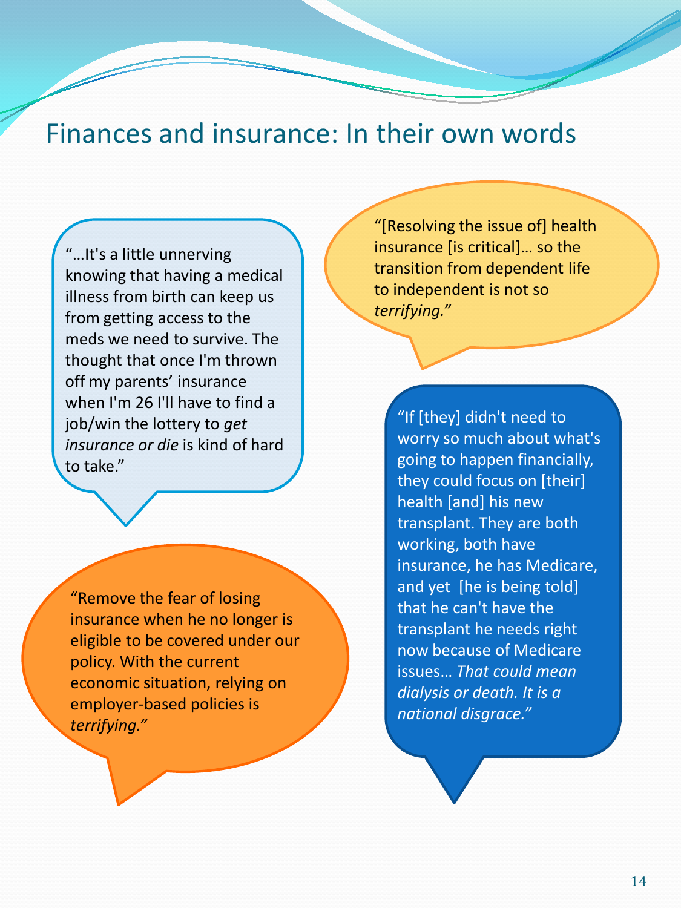# Finances and insurance: In their own words

"…It's a little unnerving knowing that having a medical illness from birth can keep us from getting access to the meds we need to survive. The thought that once I'm thrown off my parents' insurance when I'm 26 I'll have to find a job/win the lottery to *get insurance or die* is kind of hard to take."

"[Resolving the issue of] health insurance [is critical]… so the transition from dependent life to independent is not so *terrifying."*

"Remove the fear of losing insurance when he no longer is eligible to be covered under our policy. With the current economic situation, relying on employer-based policies is *terrifying."*

"If [they] didn't need to worry so much about what's going to happen financially, they could focus on [their] health [and] his new transplant. They are both working, both have insurance, he has Medicare, and yet [he is being told] that he can't have the transplant he needs right now because of Medicare issues… *That could mean dialysis or death. It is a national disgrace."*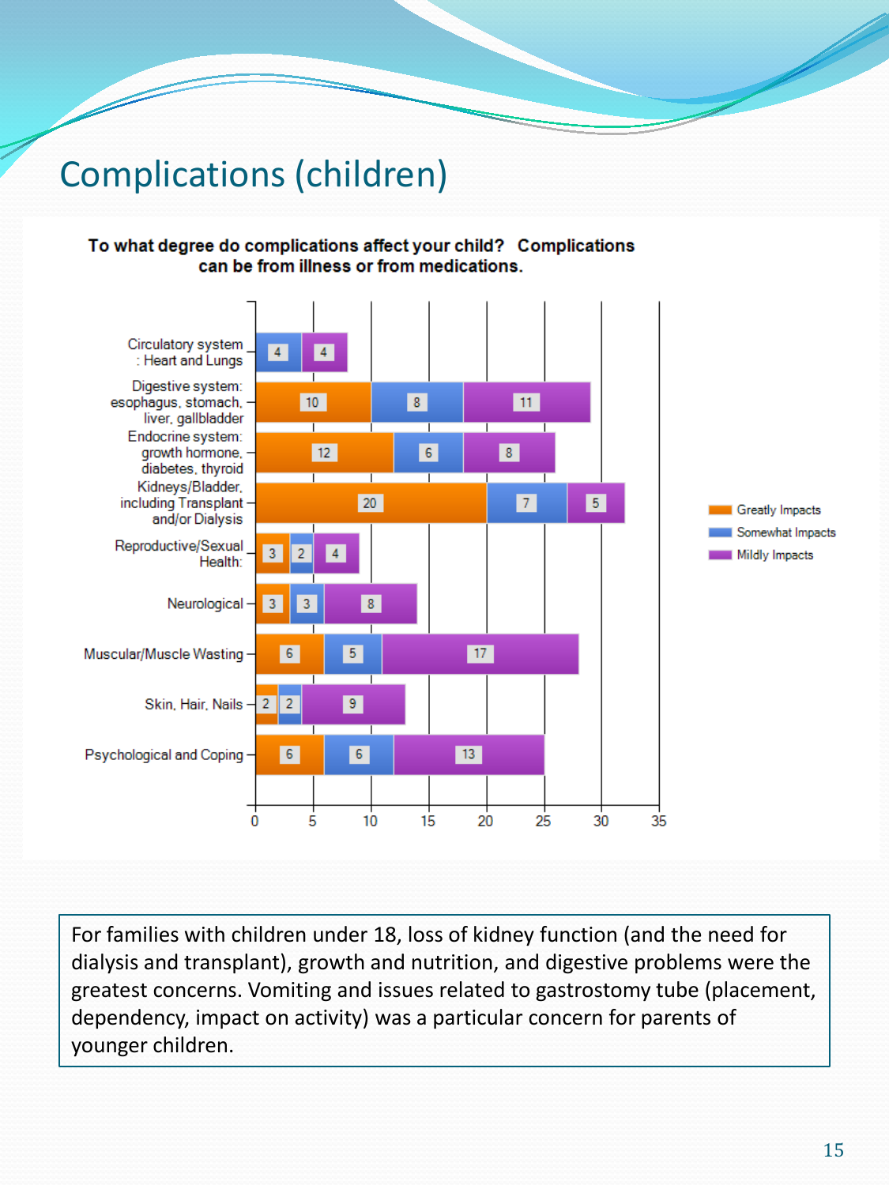# Complications (children)

**To what degree do complications affect your child? Complications can be from illness or from medications.**

| Complication | Greatly Impacts | Somewhat Impacts | Mildly Impacts |
|---|---|---|---|
| Circulatory system : Heart and Lungs | | 4 | 4 |
| Digestive system: esophagus, stomach, liver, gallbladder | 10 | 8 | 11 |
| Endocrine system: growth hormone, diabetes, thyroid | 12 | 6 | 8 |
| Kidneys/Bladder, including Transplant and/or Dialysis | 20 | 7 | 5 |
| Reproductive/Sexual Health: | 3 | 2 | 4 |
| Neurological | 3 | 3 | 8 |
| Muscular/Muscle Wasting | 6 | 5 | 17 |
| Skin, Hair, Nails | 2 | 2 | 9 |
| Psychological and Coping | 6 | 6 | 13 |

For families with children under 18, loss of kidney function (and the need for dialysis and transplant), growth and nutrition, and digestive problems were the greatest concerns. Vomiting and issues related to gastrostomy tube (placement, dependency, impact on activity) was a particular concern for parents of younger children.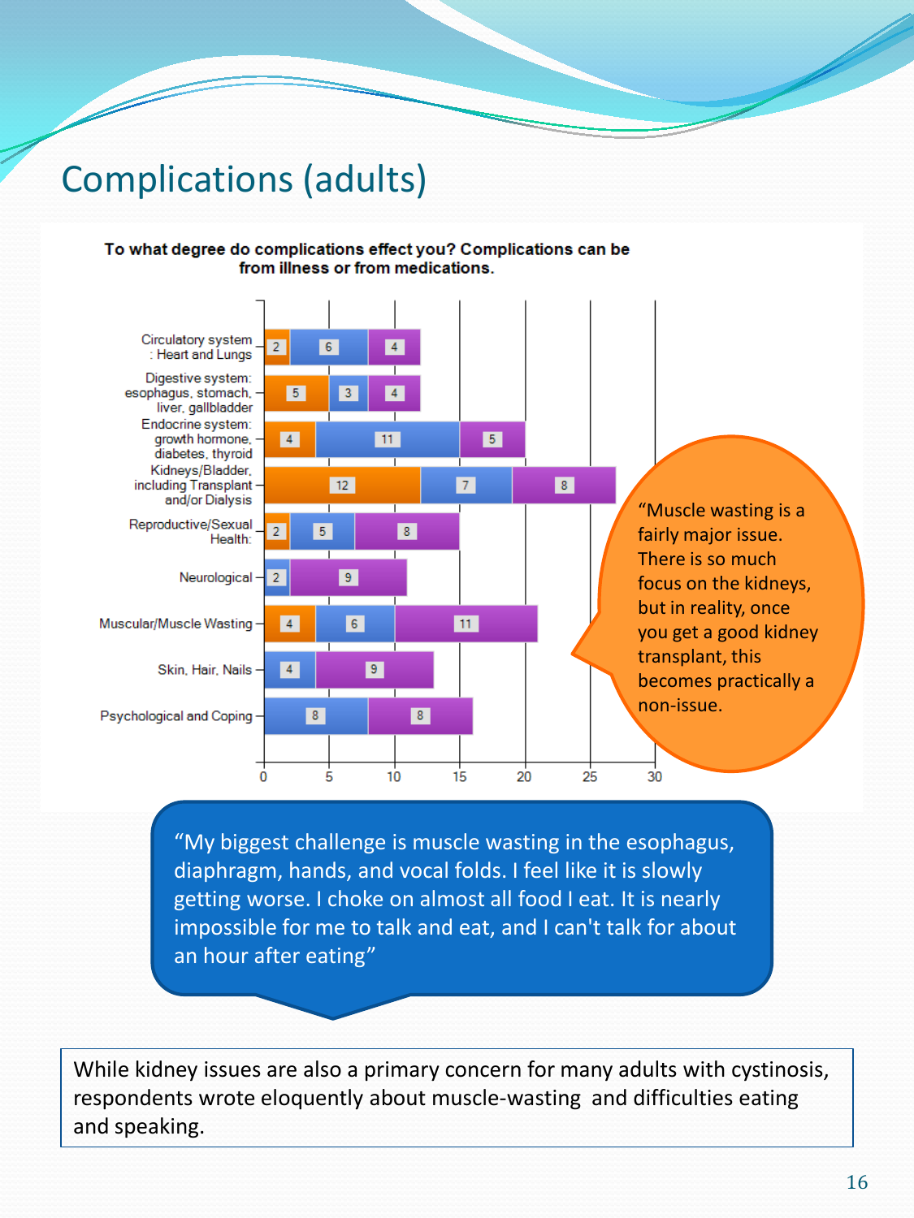# Complications (adults)

**To what degree do complications effect you? Complications can be from illness or from medications.**

| Complication | Orange | Blue | Purple |
|---|---|---|---|
| Circulatory system : Heart and Lungs | 2 | 6 | 4 |
| Digestive system: esophagus, stomach, liver, gallbladder | 5 | 3 | 4 |
| Endocrine system: growth hormone, diabetes, thyroid | 4 | 11 | 5 |
| Kidneys/Bladder, including Transplant and/or Dialysis | 12 | 7 | 8 |
| Reproductive/Sexual Health: | 2 | 5 | 8 |
| Neurological | | 2 | 9 |
| Muscular/Muscle Wasting | 4 | 6 | 11 |
| Skin, Hair, Nails | | 4 | 9 |
| Psychological and Coping | | 8 | 8 |

"Muscle wasting is a fairly major issue. There is so much focus on the kidneys, but in reality, once you get a good kidney transplant, this becomes practically a non-issue.

"My biggest challenge is muscle wasting in the esophagus, diaphragm, hands, and vocal folds. I feel like it is slowly getting worse. I choke on almost all food I eat. It is nearly impossible for me to talk and eat, and I can't talk for about an hour after eating"

While kidney issues are also a primary concern for many adults with cystinosis, respondents wrote eloquently about muscle-wasting and difficulties eating and speaking.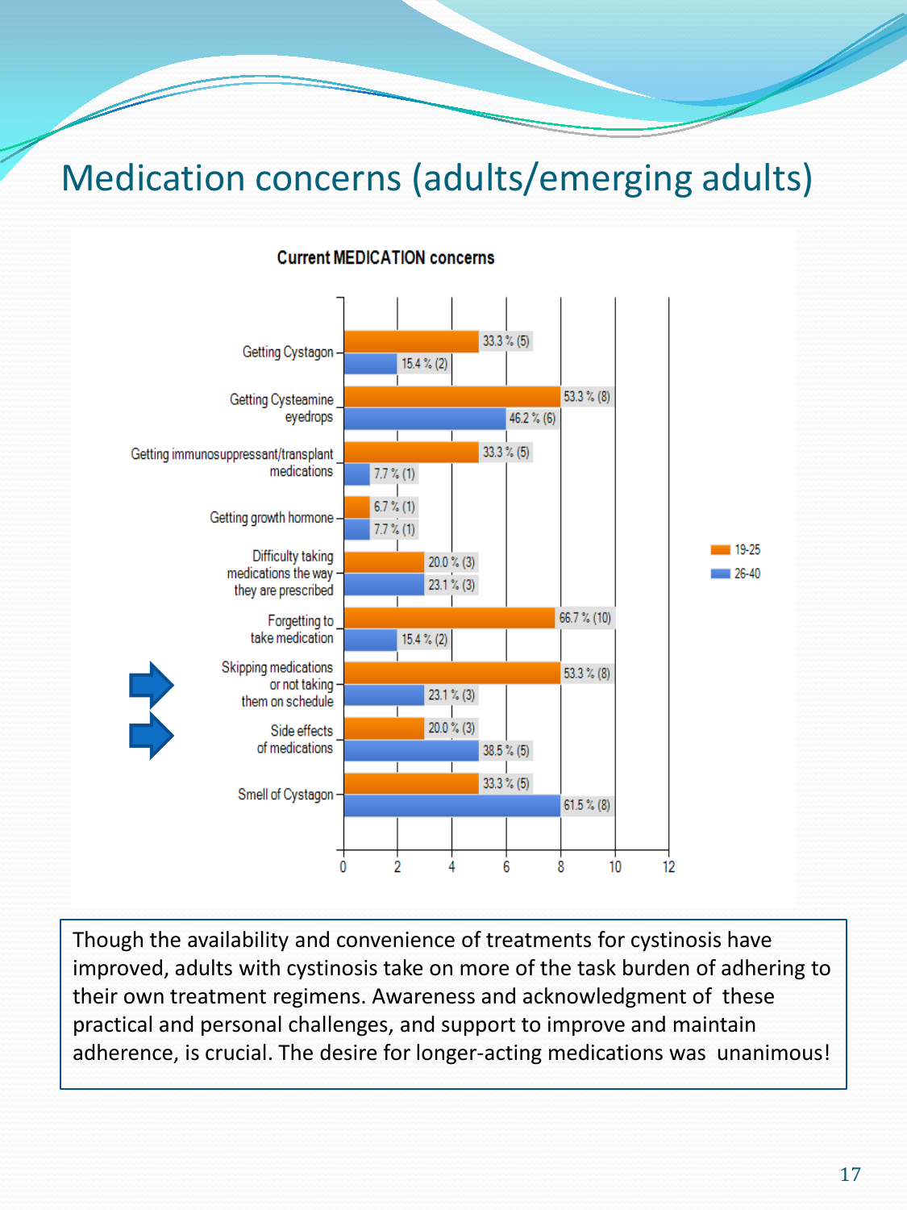# Medication concerns (adults/emerging adults)

**Current MEDICATION concerns**

| Concern | 19-25 | 26-40 |
|---|---|---|
| Getting Cystagon | 33.3 % (5) | 15.4 % (2) |
| Getting Cysteamine eyedrops | 53.3 % (8) | 46.2 % (6) |
| Getting immunosuppressant/transplant medications | 33.3 % (5) | 7.7 % (1) |
| Getting growth hormone | 6.7 % (1) | 7.7 % (1) |
| Difficulty taking medications the way they are prescribed | 20.0 % (3) | 23.1 % (3) |
| Forgetting to take medication | 66.7 % (10) | 15.4 % (2) |
| Skipping medications or not taking them on schedule | 53.3 % (8) | 23.1 % (3) |
| Side effects of medications | 20.0 % (3) | 38.5 % (5) |
| Smell of Cystagon | 33.3 % (5) | 61.5 % (8) |

Though the availability and convenience of treatments for cystinosis have improved, adults with cystinosis take on more of the task burden of adhering to their own treatment regimens. Awareness and acknowledgment of these practical and personal challenges, and support to improve and maintain adherence, is crucial. The desire for longer-acting medications was unanimous!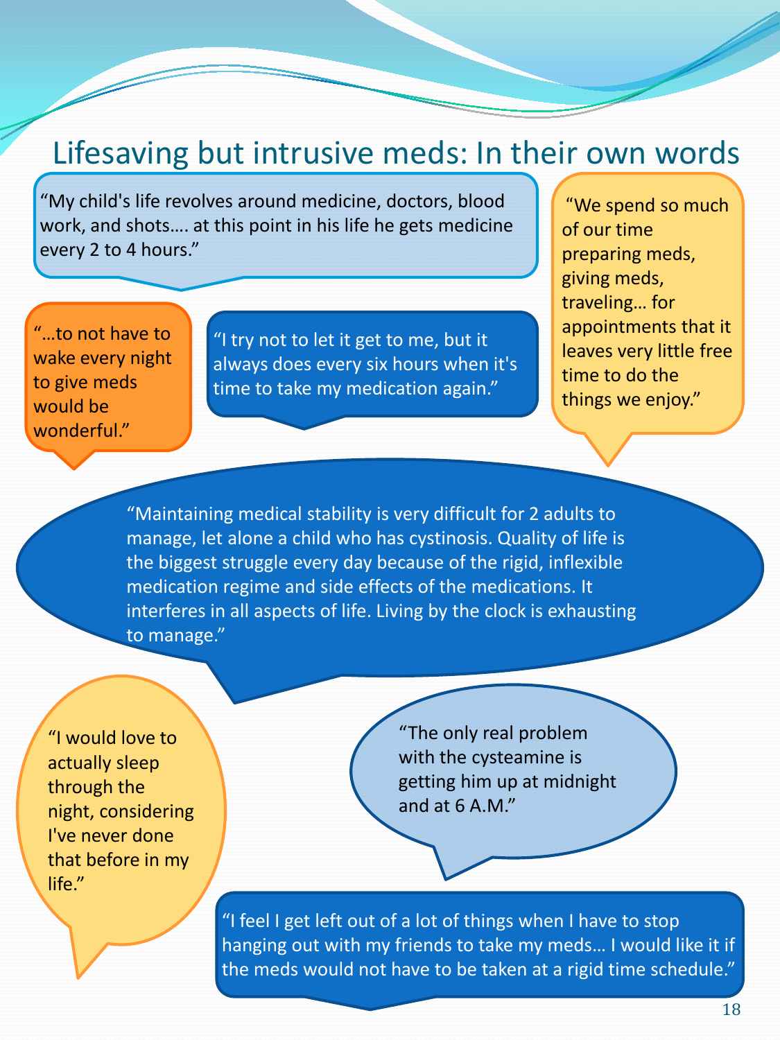# Lifesaving but intrusive meds: In their own words

"My child's life revolves around medicine, doctors, blood work, and shots…. at this point in his life he gets medicine every 2 to 4 hours."

"We spend so much of our time preparing meds, giving meds, traveling… for appointments that it leaves very little free time to do the things we enjoy."

"…to not have to wake every night to give meds would be wonderful."

"I try not to let it get to me, but it always does every six hours when it's time to take my medication again."

"Maintaining medical stability is very difficult for 2 adults to manage, let alone a child who has cystinosis. Quality of life is the biggest struggle every day because of the rigid, inflexible medication regime and side effects of the medications. It interferes in all aspects of life. Living by the clock is exhausting to manage."

"I would love to actually sleep through the night, considering I've never done that before in my life."

"The only real problem with the cysteamine is getting him up at midnight and at 6 A.M."

"I feel I get left out of a lot of things when I have to stop hanging out with my friends to take my meds… I would like it if the meds would not have to be taken at a rigid time schedule."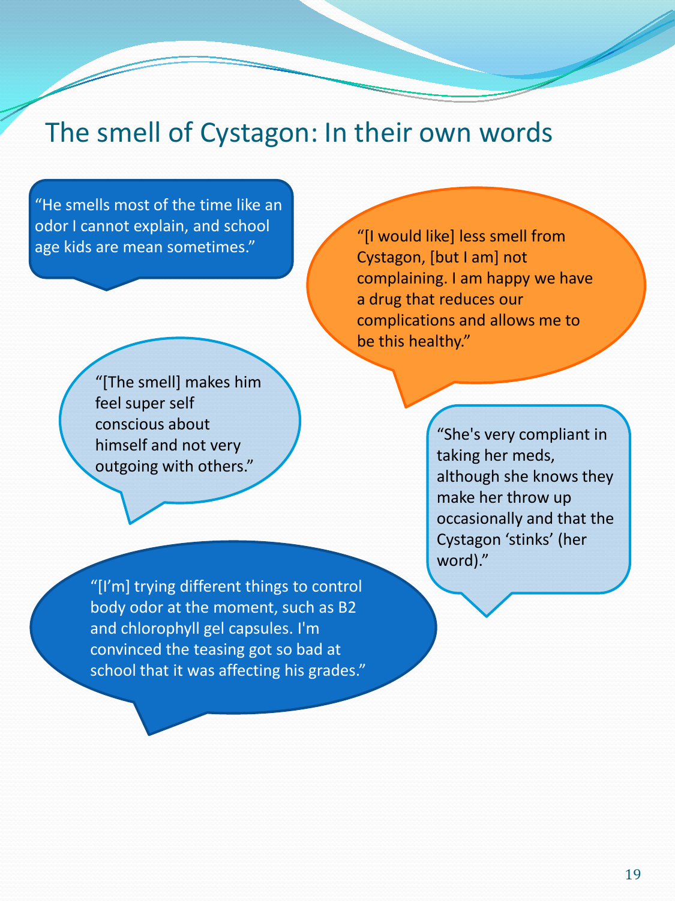# The smell of Cystagon: In their own words

"He smells most of the time like an odor I cannot explain, and school age kids are mean sometimes."

"[I would like] less smell from Cystagon, [but I am] not complaining. I am happy we have a drug that reduces our complications and allows me to be this healthy."

"[The smell] makes him feel super self conscious about himself and not very outgoing with others."

"She's very compliant in taking her meds, although she knows they make her throw up occasionally and that the Cystagon 'stinks' (her word)."

"[I'm] trying different things to control body odor at the moment, such as B2 and chlorophyll gel capsules. I'm convinced the teasing got so bad at school that it was affecting his grades."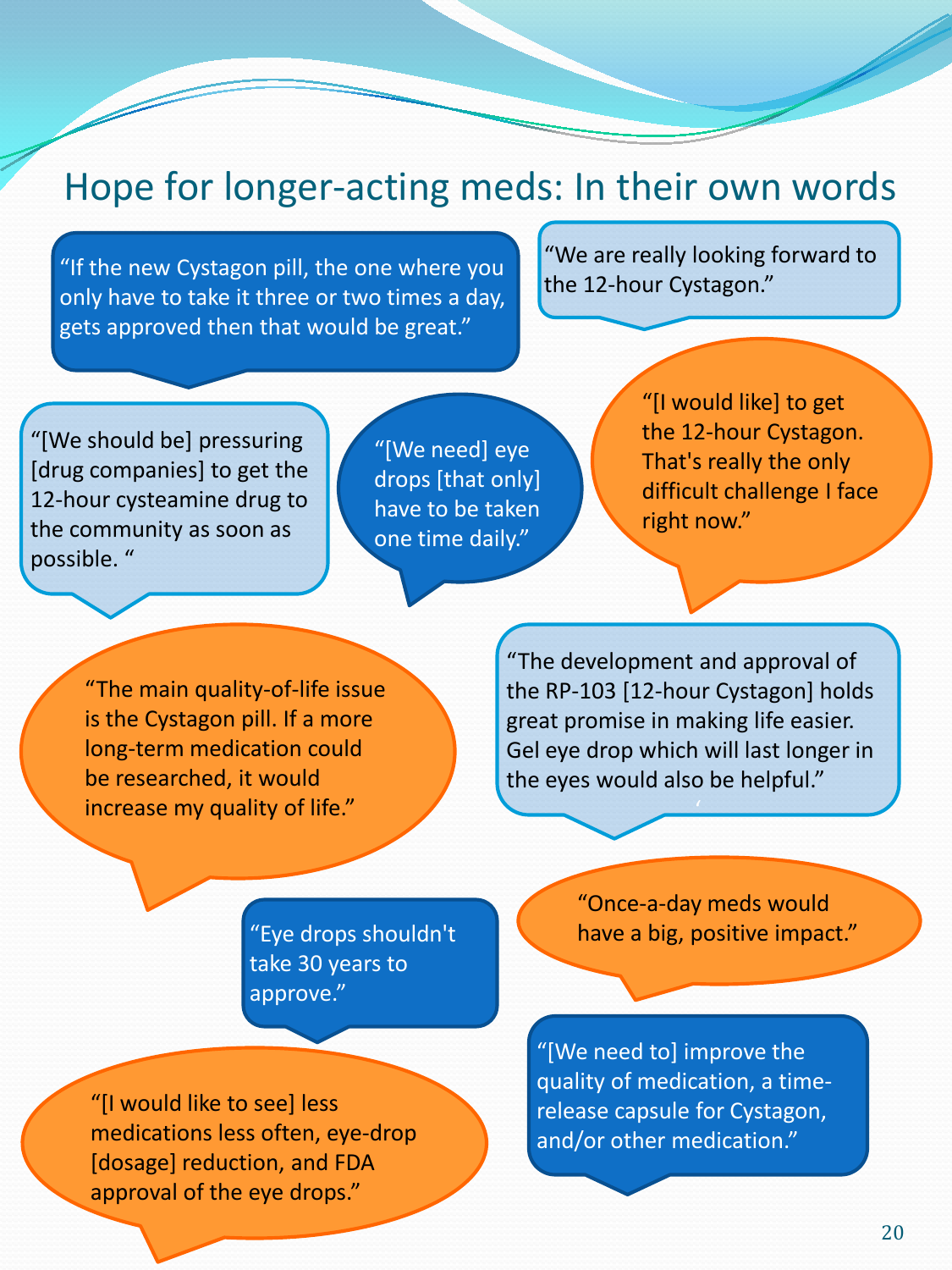# Hope for longer-acting meds: In their own words

"If the new Cystagon pill, the one where you only have to take it three or two times a day, gets approved then that would be great."

"We are really looking forward to the 12-hour Cystagon."

"[We should be] pressuring [drug companies] to get the 12-hour cysteamine drug to the community as soon as possible. "

"[We need] eye drops [that only] have to be taken one time daily."

"[I would like] to get the 12-hour Cystagon. That's really the only difficult challenge I face right now."

"The main quality-of-life issue is the Cystagon pill. If a more long-term medication could be researched, it would increase my quality of life."

"The development and approval of the RP-103 [12-hour Cystagon] holds great promise in making life easier. Gel eye drop which will last longer in the eyes would also be helpful."

"Eye drops shouldn't take 30 years to approve."

"Once-a-day meds would have a big, positive impact."

"[I would like to see] less medications less often, eye-drop [dosage] reduction, and FDA approval of the eye drops."

"[We need to] improve the quality of medication, a time-release capsule for Cystagon, and/or other medication."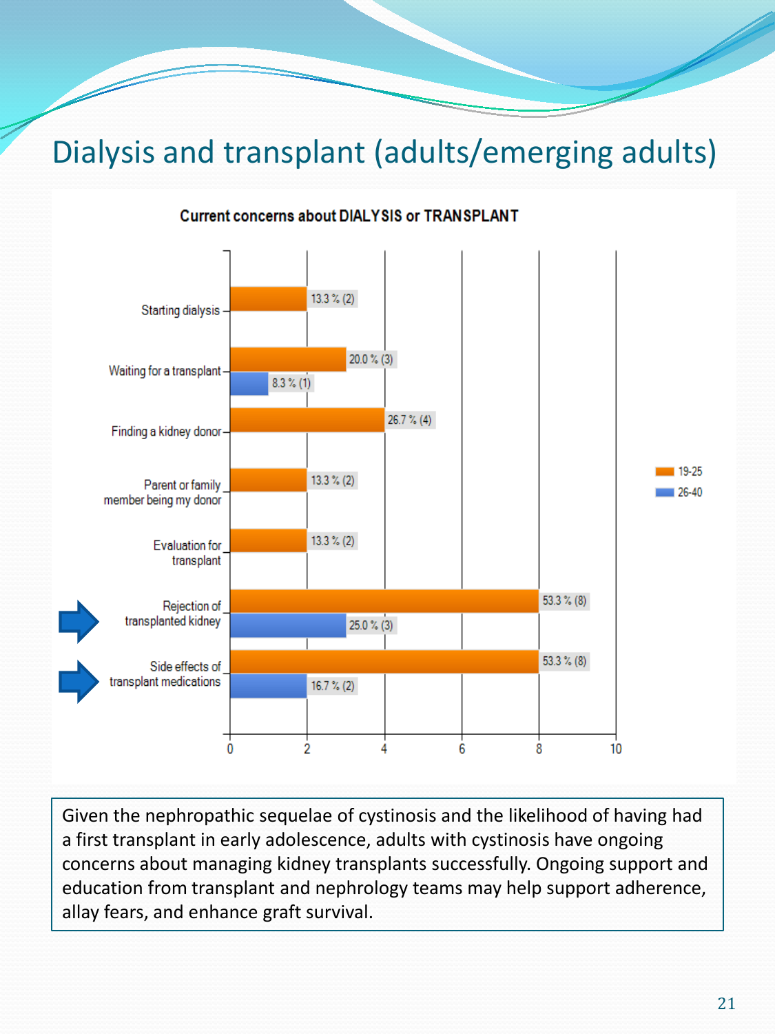# Dialysis and transplant (adults/emerging adults)

**Current concerns about DIALYSIS or TRANSPLANT**

| Concern | 19-25 | 26-40 |
|---|---|---|
| Starting dialysis | 13.3 % (2) | |
| Waiting for a transplant | 20.0 % (3) | 8.3 % (1) |
| Finding a kidney donor | 26.7 % (4) | |
| Parent or family member being my donor | 13.3 % (2) | |
| Evaluation for transplant | 13.3 % (2) | |
| Rejection of transplanted kidney | 53.3 % (8) | 25.0 % (3) |
| Side effects of transplant medications | 53.3 % (8) | 16.7 % (2) |

Given the nephropathic sequelae of cystinosis and the likelihood of having had a first transplant in early adolescence, adults with cystinosis have ongoing concerns about managing kidney transplants successfully. Ongoing support and education from transplant and nephrology teams may help support adherence, allay fears, and enhance graft survival.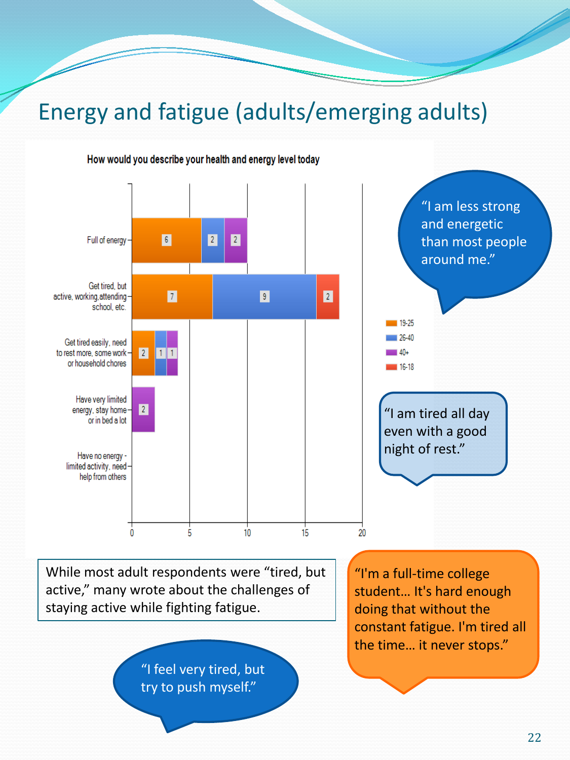# Energy and fatigue (adults/emerging adults)

**How would you describe your health and energy level today**

| Response | 19-25 | 26-40 | 40+ | 16-18 |
|---|---|---|---|---|
| Full of energy | 6 | 2 | 2 | |
| Get tired, but active, working, attending school, etc. | 7 | 9 | | 2 |
| Get tired easily, need to rest more, some work or household chores | 2 | 1 | 1 | |
| Have very limited energy, stay home or in bed a lot | | | 2 | |
| Have no energy - limited activity, need help from others | | | | |

"I am less strong and energetic than most people around me."

"I am tired all day even with a good night of rest."

While most adult respondents were "tired, but active," many wrote about the challenges of staying active while fighting fatigue.

"I'm a full-time college student… It's hard enough doing that without the constant fatigue. I'm tired all the time… it never stops."

"I feel very tired, but try to push myself."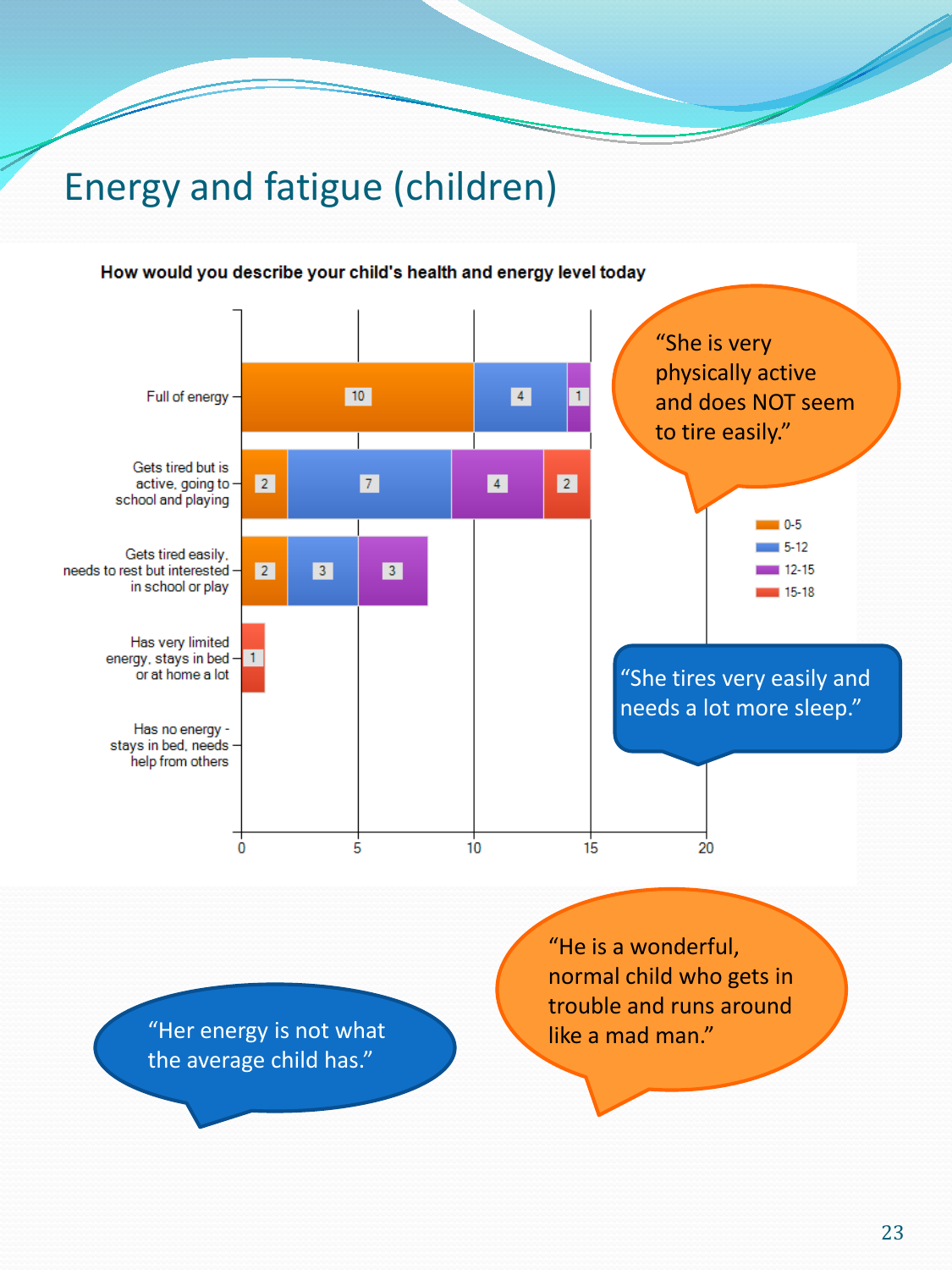# Energy and fatigue (children)

**How would you describe your child's health and energy level today**

| | 0-5 | 5-12 | 12-15 | 15-18 |
|---|---|---|---|---|
| Full of energy | 10 | 4 | 1 | |
| Gets tired but is active, going to school and playing | 2 | 7 | 4 | 2 |
| Gets tired easily, needs to rest but interested in school or play | 2 | 3 | 3 | |
| Has very limited energy, stays in bed or at home a lot | | | | 1 |
| Has no energy - stays in bed, needs help from others | | | | |

"She is very physically active and does NOT seem to tire easily."

"She tires very easily and needs a lot more sleep."

"He is a wonderful, normal child who gets in trouble and runs around like a mad man."

"Her energy is not what the average child has."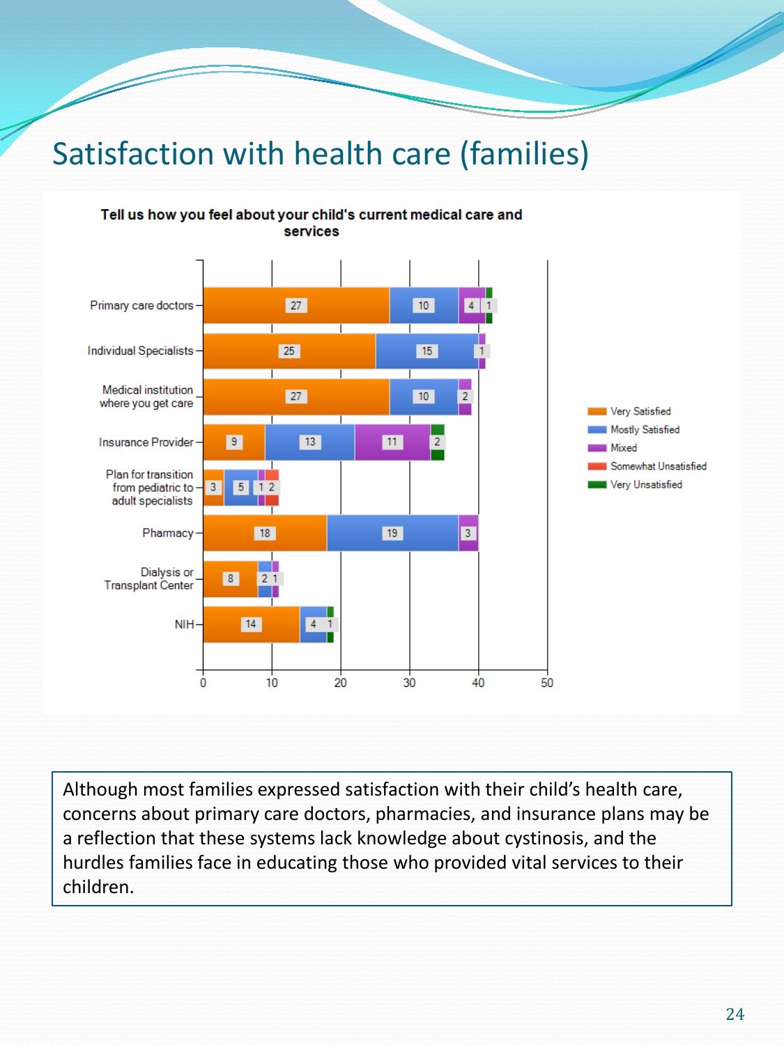# Satisfaction with health care (families)

**Tell us how you feel about your child's current medical care and services**

| | Very Satisfied | Mostly Satisfied | Mixed | Somewhat Unsatisfied | Very Unsatisfied |
|---|---|---|---|---|---|
| Primary care doctors | 27 | 10 | 4 | | 1 |
| Individual Specialists | 25 | 15 | 1 | | |
| Medical institution where you get care | 27 | 10 | 2 | | |
| Insurance Provider | 9 | 13 | 11 | | 2 |
| Plan for transition from pediatric to adult specialists | 3 | 5 | 1 | 2 | |
| Pharmacy | 18 | 19 | 3 | | |
| Dialysis or Transplant Center | 8 | 2 | 1 | | |
| NIH | 14 | 4 | | | 1 |

Although most families expressed satisfaction with their child's health care, concerns about primary care doctors, pharmacies, and insurance plans may be a reflection that these systems lack knowledge about cystinosis, and the hurdles families face in educating those who provided vital services to their children.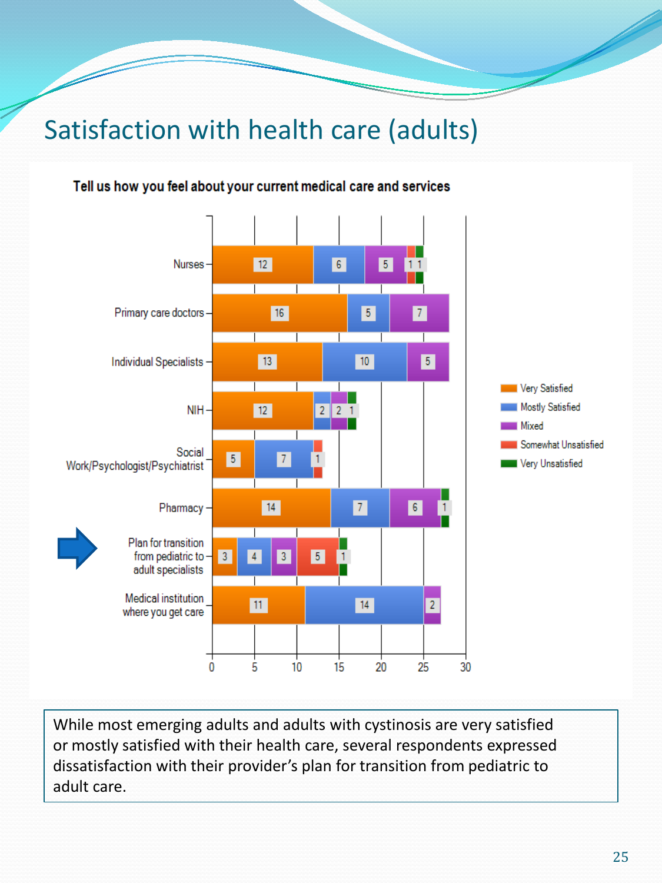# Satisfaction with health care (adults)

**Tell us how you feel about your current medical care and services**

| | Very Satisfied | Mostly Satisfied | Mixed | Somewhat Unsatisfied | Very Unsatisfied |
|---|---|---|---|---|---|
| Nurses | 12 | 6 | 5 | 1 | 1 |
| Primary care doctors | 16 | 5 | 7 | | |
| Individual Specialists | 13 | 10 | 5 | | |
| NIH | 12 | 2 | 2 | | 1 |
| Social Work/Psychologist/Psychiatrist | 5 | 7 | | 1 | |
| Pharmacy | 14 | 7 | 6 | | 1 |
| Plan for transition from pediatric to adult specialists | 3 | 4 | 3 | 5 | 1 |
| Medical institution where you get care | 11 | 14 | 2 | | |

While most emerging adults and adults with cystinosis are very satisfied or mostly satisfied with their health care, several respondents expressed dissatisfaction with their provider's plan for transition from pediatric to adult care.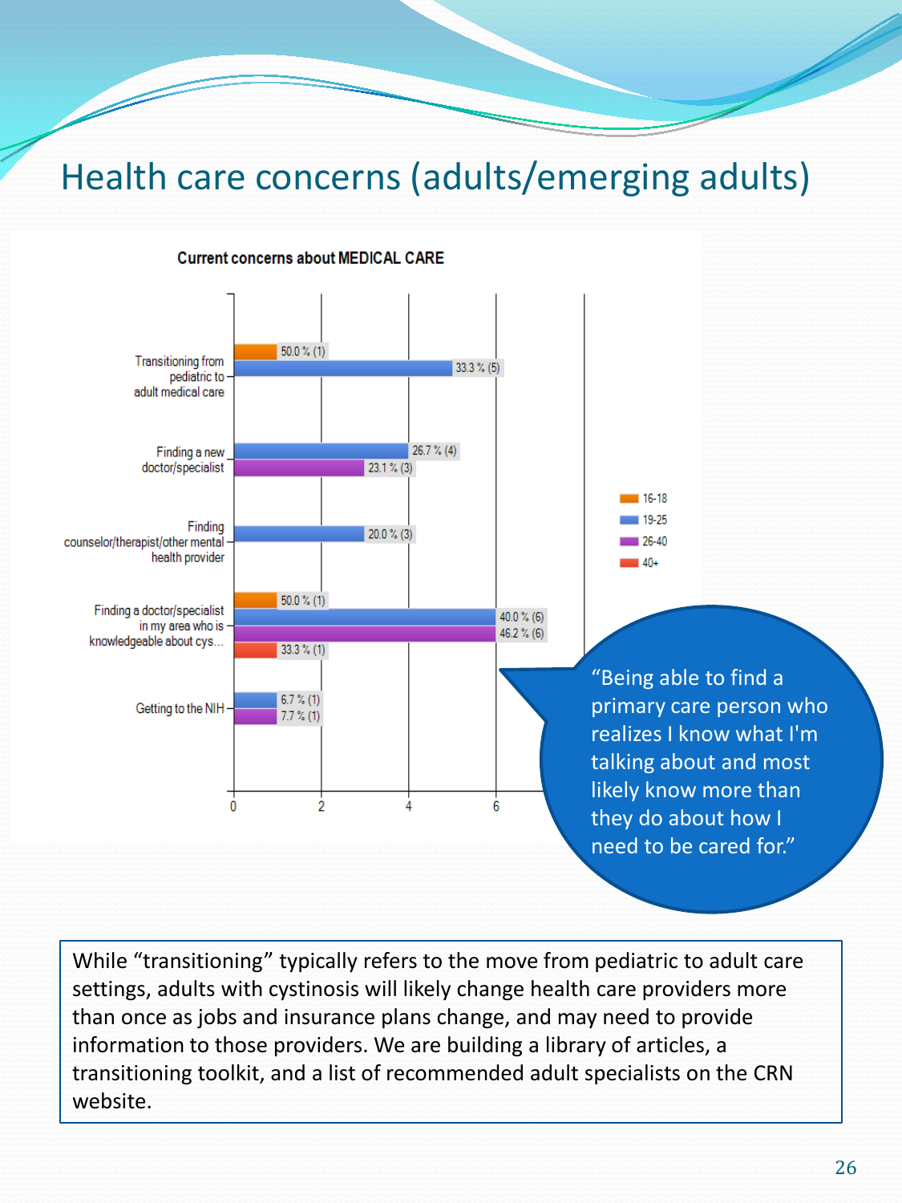# Health care concerns (adults/emerging adults)

**Current concerns about MEDICAL CARE**

| Concern | 16-18 | 19-25 | 26-40 | 40+ |
|---|---|---|---|---|
| Transitioning from pediatric to adult medical care | 50.0 % (1) | 33.3 % (5) | | |
| Finding a new doctor/specialist | | 26.7 % (4) | 23.1 % (3) | |
| Finding counselor/therapist/other mental health provider | | 20.0 % (3) | | |
| Finding a doctor/specialist in my area who is knowledgeable about cys... | 50.0 % (1) | 40.0 % (6) | 46.2 % (6) | 33.3 % (1) |
| Getting to the NIH | | 6.7 % (1) | 7.7 % (1) | |

"Being able to find a primary care person who realizes I know what I'm talking about and most likely know more than they do about how I need to be cared for."

While "transitioning" typically refers to the move from pediatric to adult care settings, adults with cystinosis will likely change health care providers more than once as jobs and insurance plans change, and may need to provide information to those providers. We are building a library of articles, a transitioning toolkit, and a list of recommended adult specialists on the CRN website.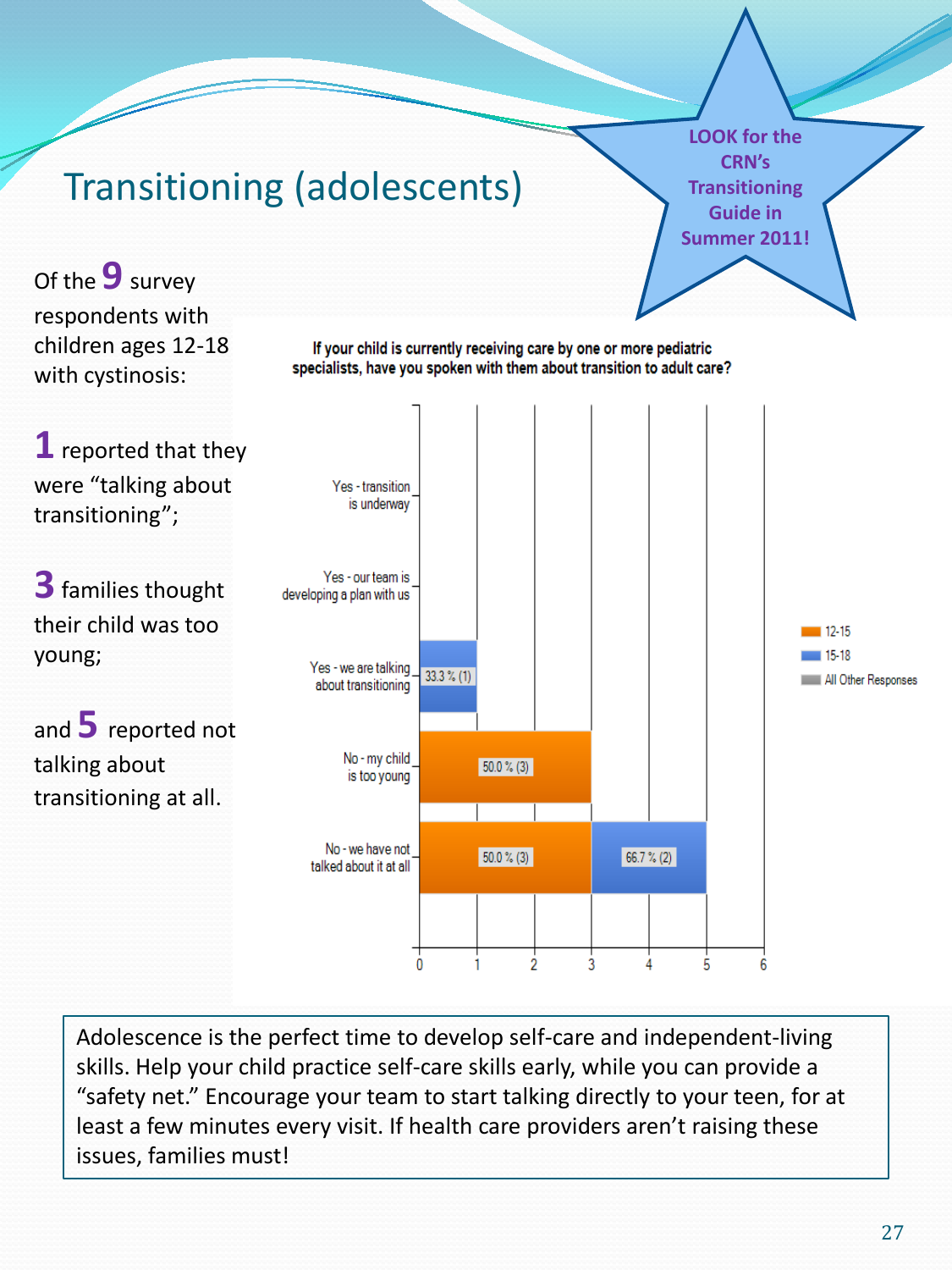# Transitioning (adolescents)

**LOOK for the CRN's Transitioning Guide in Summer 2011!**

Of the **9** survey respondents with children ages 12-18 with cystinosis:

**1** reported that they were "talking about transitioning";

**3** families thought their child was too young;

and **5** reported not talking about transitioning at all.

If your child is currently receiving care by one or more pediatric specialists, have you spoken with them about transition to adult care?

| Response | 12-15 | 15-18 |
| --- | --- | --- |
| Yes - transition is underway | | |
| Yes - our team is developing a plan with us | | |
| Yes - we are talking about transitioning | | 33.3 % (1) |
| No - my child is too young | 50.0 % (3) | |
| No - we have not talked about it at all | 50.0 % (3) | 66.7 % (2) |

Legend: 12-15; 15-18; All Other Responses

Adolescence is the perfect time to develop self-care and independent-living skills. Help your child practice self-care skills early, while you can provide a "safety net." Encourage your team to start talking directly to your teen, for at least a few minutes every visit. If health care providers aren't raising these issues, families must!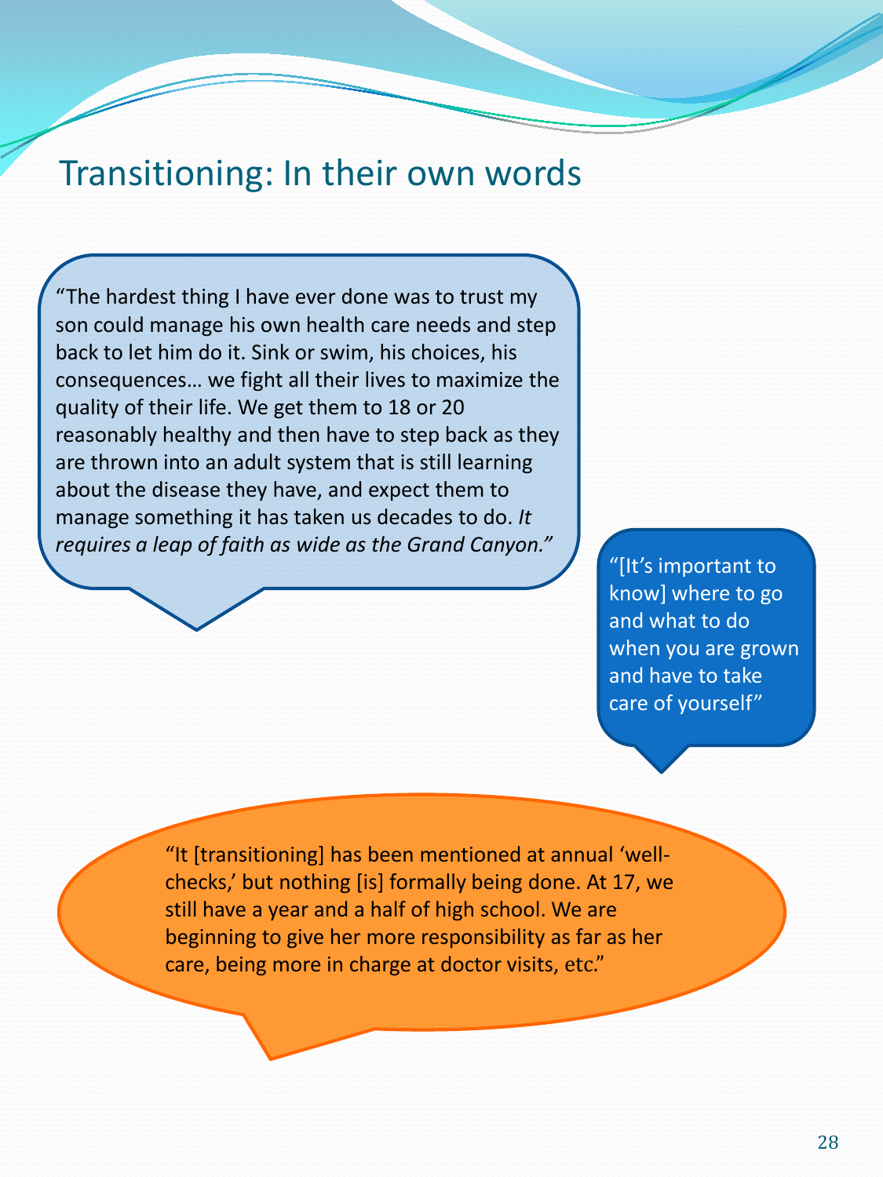# Transitioning: In their own words

"The hardest thing I have ever done was to trust my son could manage his own health care needs and step back to let him do it. Sink or swim, his choices, his consequences… we fight all their lives to maximize the quality of their life. We get them to 18 or 20 reasonably healthy and then have to step back as they are thrown into an adult system that is still learning about the disease they have, and expect them to manage something it has taken us decades to do. *It requires a leap of faith as wide as the Grand Canyon."*

"[It's important to know] where to go and what to do when you are grown and have to take care of yourself"

"It [transitioning] has been mentioned at annual 'well-checks,' but nothing [is] formally being done. At 17, we still have a year and a half of high school. We are beginning to give her more responsibility as far as her care, being more in charge at doctor visits, etc."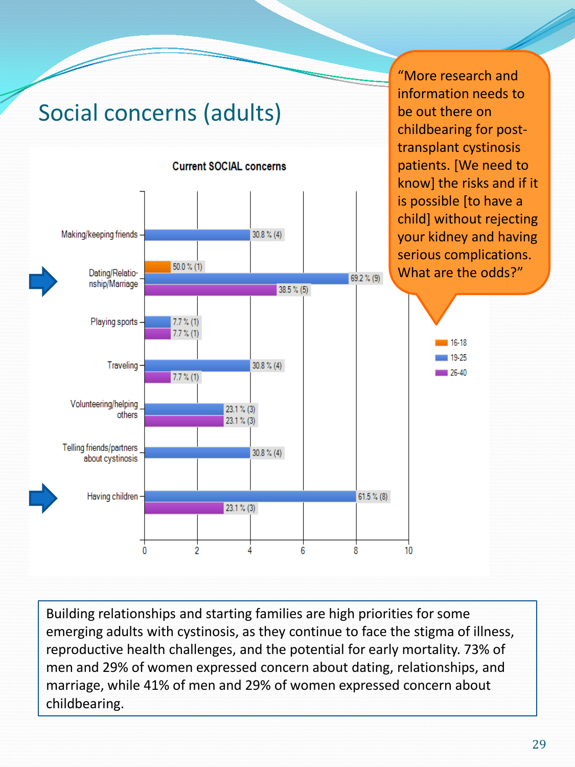# Social concerns (adults)

**Current SOCIAL concerns**

| Concern | 16-18 | 19-25 | 26-40 |
|---|---|---|---|
| Making/keeping friends | | 30.8 % (4) | |
| Dating/Relationship/Marriage | 50.0 % (1) | 69.2 % (9) | 38.5 % (5) |
| Playing sports | | 7.7 % (1) | 7.7 % (1) |
| Traveling | | 30.8 % (4) | 7.7 % (1) |
| Volunteering/helping others | | 23.1 % (3) | 23.1 % (3) |
| Telling friends/partners about cystinosis | | 30.8 % (4) | |
| Having children | | 61.5 % (8) | 23.1 % (3) |

"More research and information needs to be out there on childbearing for post-transplant cystinosis patients. [We need to know] the risks and if it is possible [to have a child] without rejecting your kidney and having serious complications. What are the odds?"

Building relationships and starting families are high priorities for some emerging adults with cystinosis, as they continue to face the stigma of illness, reproductive health challenges, and the potential for early mortality. 73% of men and 29% of women expressed concern about dating, relationships, and marriage, while 41% of men and 29% of women expressed concern about childbearing.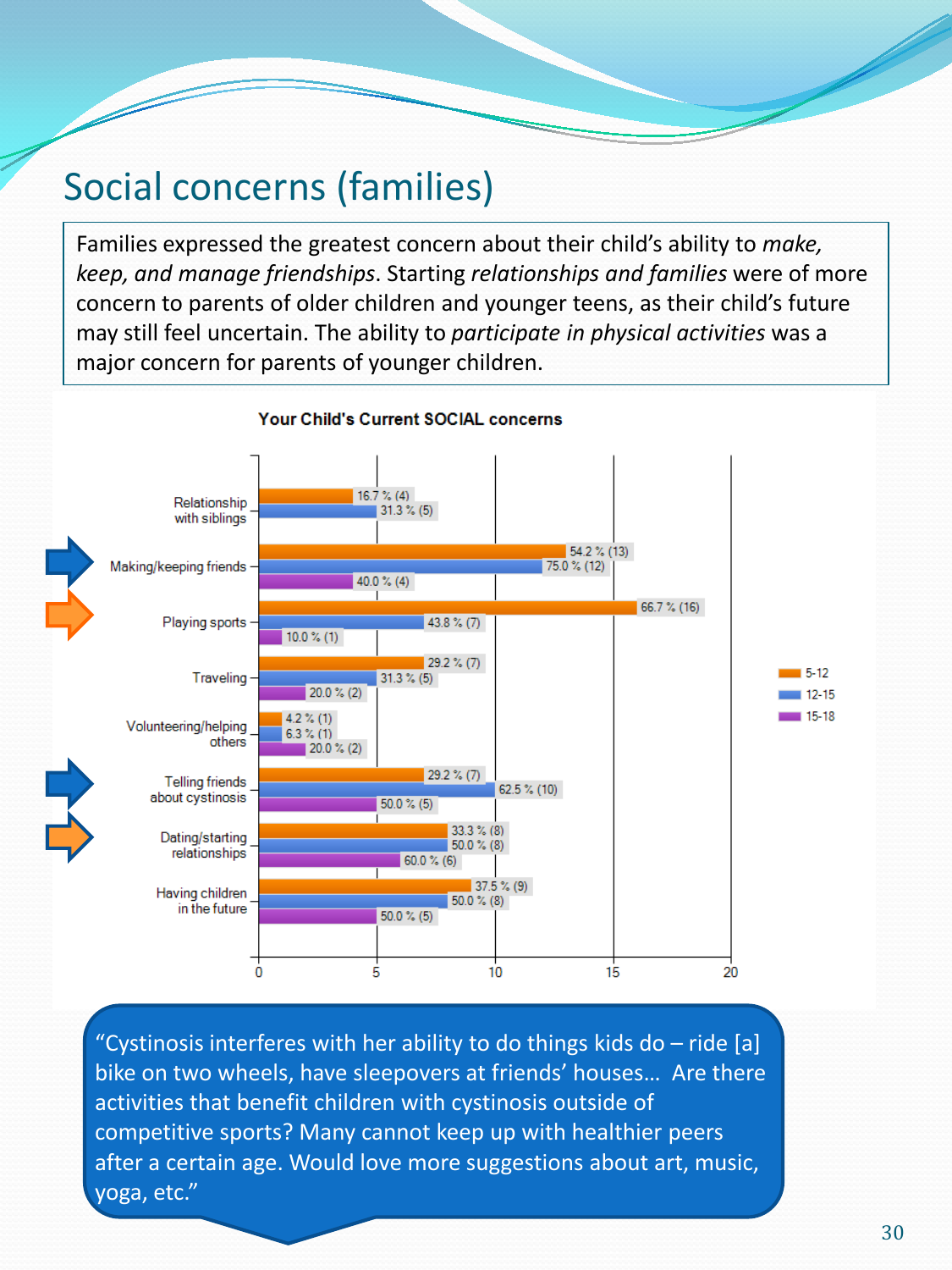# Social concerns (families)

Families expressed the greatest concern about their child's ability to *make, keep, and manage friendships*. Starting *relationships and families* were of more concern to parents of older children and younger teens, as their child's future may still feel uncertain. The ability to *participate in physical activities* was a major concern for parents of younger children.

**Your Child's Current SOCIAL concerns**

| Concern | 5-12 | 12-15 | 15-18 |
|---|---|---|---|
| Relationship with siblings | 16.7 % (4) | 31.3 % (5) | |
| Making/keeping friends | 54.2 % (13) | 75.0 % (12) | 40.0 % (4) |
| Playing sports | 66.7 % (16) | 43.8 % (7) | 10.0 % (1) |
| Traveling | 29.2 % (7) | 31.3 % (5) | 20.0 % (2) |
| Volunteering/helping others | 4.2 % (1) | 6.3 % (1) | 20.0 % (2) |
| Telling friends about cystinosis | 29.2 % (7) | 62.5 % (10) | 50.0 % (5) |
| Dating/starting relationships | 33.3 % (8) | 50.0 % (8) | 60.0 % (6) |
| Having children in the future | 37.5 % (9) | 50.0 % (8) | 50.0 % (5) |

"Cystinosis interferes with her ability to do things kids do – ride [a] bike on two wheels, have sleepovers at friends' houses… Are there activities that benefit children with cystinosis outside of competitive sports? Many cannot keep up with healthier peers after a certain age. Would love more suggestions about art, music, yoga, etc."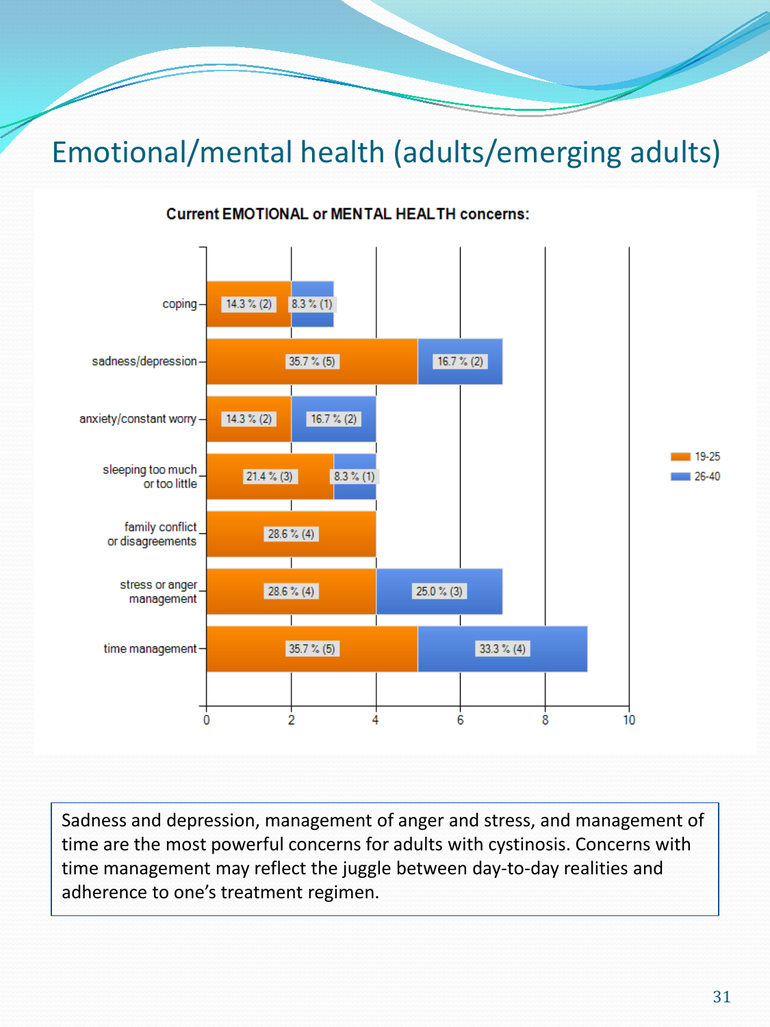# Emotional/mental health (adults/emerging adults)

**Current EMOTIONAL or MENTAL HEALTH concerns:**

| Concern | 19-25 | 26-40 |
|---|---|---|
| coping | 14.3 % (2) | 8.3 % (1) |
| sadness/depression | 35.7 % (5) | 16.7 % (2) |
| anxiety/constant worry | 14.3 % (2) | 16.7 % (2) |
| sleeping too much or too little | 21.4 % (3) | 8.3 % (1) |
| family conflict or disagreements | 28.6 % (4) | |
| stress or anger management | 28.6 % (4) | 25.0 % (3) |
| time management | 35.7 % (5) | 33.3 % (4) |

Sadness and depression, management of anger and stress, and management of time are the most powerful concerns for adults with cystinosis. Concerns with time management may reflect the juggle between day-to-day realities and adherence to one's treatment regimen.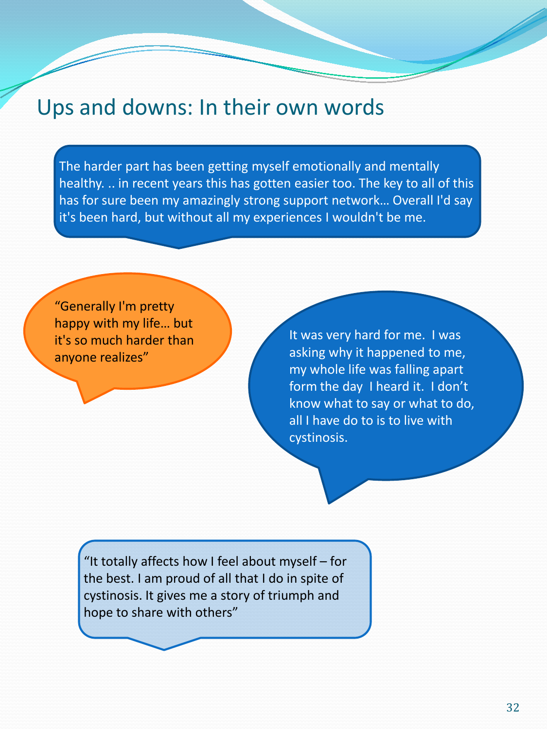# Ups and downs: In their own words

The harder part has been getting myself emotionally and mentally healthy. .. in recent years this has gotten easier too. The key to all of this has for sure been my amazingly strong support network… Overall I'd say it's been hard, but without all my experiences I wouldn't be me.

"Generally I'm pretty happy with my life… but it's so much harder than anyone realizes"

It was very hard for me. I was asking why it happened to me, my whole life was falling apart form the day I heard it. I don't know what to say or what to do, all I have do to is to live with cystinosis.

"It totally affects how I feel about myself – for the best. I am proud of all that I do in spite of cystinosis. It gives me a story of triumph and hope to share with others"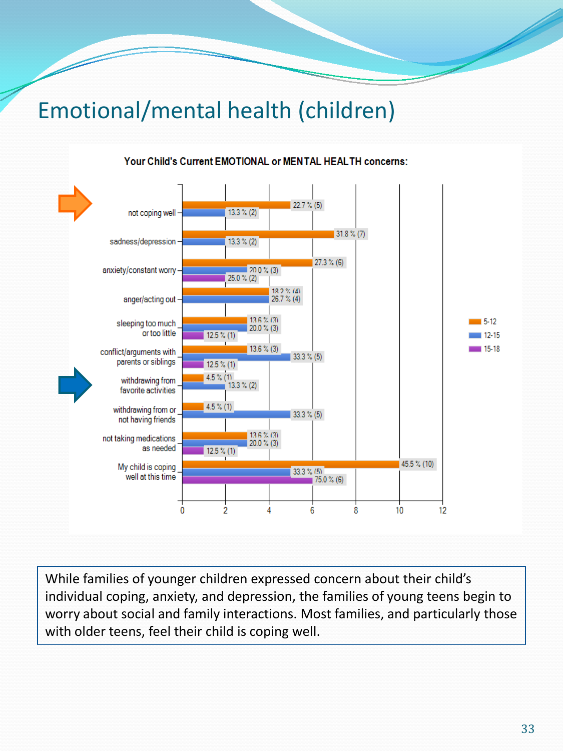# Emotional/mental health (children)

**Your Child's Current EMOTIONAL or MENTAL HEALTH concerns:**

| Concern | 5-12 | 12-15 | 15-18 |
|---|---|---|---|
| not coping well | 22.7 % (5) | 13.3 % (2) | |
| sadness/depression | 31.8 % (7) | 13.3 % (2) | |
| anxiety/constant worry | 27.3 % (6) | 20.0 % (3) | 25.0 % (2) |
| anger/acting out | 18.2 % (4) | 26.7 % (4) | |
| sleeping too much or too little | 13.6 % (3) | 20.0 % (3) | 12.5 % (1) |
| conflict/arguments with parents or siblings | 13.6 % (3) | 33.3 % (5) | 12.5 % (1) |
| withdrawing from favorite activities | 4.5 % (1) | 13.3 % (2) | |
| withdrawing from or not having friends | 4.5 % (1) | 33.3 % (5) | |
| not taking medications as needed | 13.6 % (3) | 20.0 % (3) | 12.5 % (1) |
| My child is coping well at this time | 45.5 % (10) | 33.3 % (5) | 75.0 % (6) |

While families of younger children expressed concern about their child's individual coping, anxiety, and depression, the families of young teens begin to worry about social and family interactions. Most families, and particularly those with older teens, feel their child is coping well.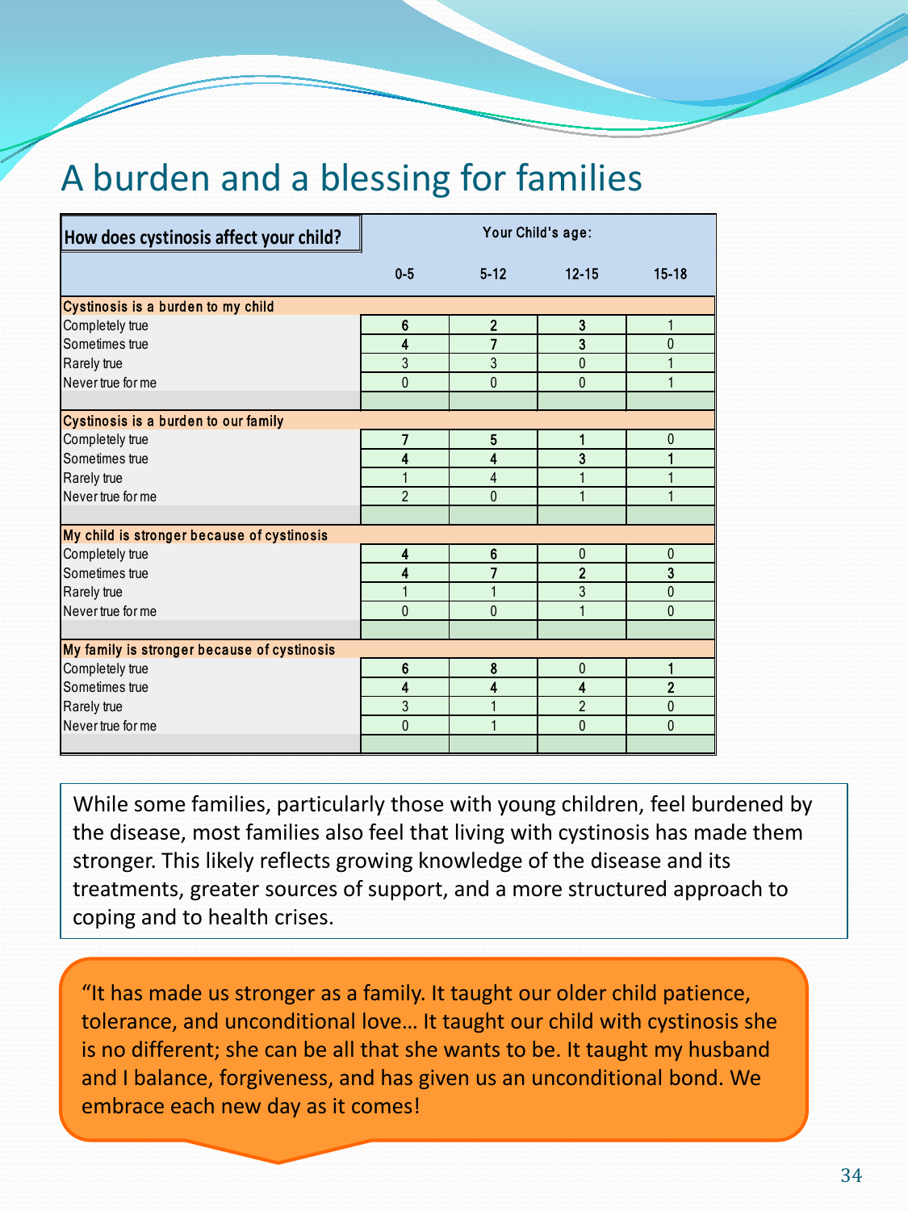# A burden and a blessing for families

| How does cystinosis affect your child? | Your Child's age: | | | |
|---|---|---|---|---|
| | 0-5 | 5-12 | 12-15 | 15-18 |
| **Cystinosis is a burden to my child** | | | | |
| Completely true | 6 | 2 | 3 | 1 |
| Sometimes true | 4 | 7 | 3 | 0 |
| Rarely true | 3 | 3 | 0 | 1 |
| Never true for me | 0 | 0 | 0 | 1 |
| **Cystinosis is a burden to our family** | | | | |
| Completely true | 7 | 5 | 1 | 0 |
| Sometimes true | 4 | 4 | 3 | 1 |
| Rarely true | 1 | 4 | 1 | 1 |
| Never true for me | 2 | 0 | 1 | 1 |
| **My child is stronger because of cystinosis** | | | | |
| Completely true | 4 | 6 | 0 | 0 |
| Sometimes true | 4 | 7 | 2 | 3 |
| Rarely true | 1 | 1 | 3 | 0 |
| Never true for me | 0 | 0 | 1 | 0 |
| **My family is stronger because of cystinosis** | | | | |
| Completely true | 6 | 8 | 0 | 1 |
| Sometimes true | 4 | 4 | 4 | 2 |
| Rarely true | 3 | 1 | 2 | 0 |
| Never true for me | 0 | 1 | 0 | 0 |

While some families, particularly those with young children, feel burdened by the disease, most families also feel that living with cystinosis has made them stronger. This likely reflects growing knowledge of the disease and its treatments, greater sources of support, and a more structured approach to coping and to health crises.

"It has made us stronger as a family. It taught our older child patience, tolerance, and unconditional love… It taught our child with cystinosis she is no different; she can be all that she wants to be. It taught my husband and I balance, forgiveness, and has given us an unconditional bond. We embrace each new day as it comes!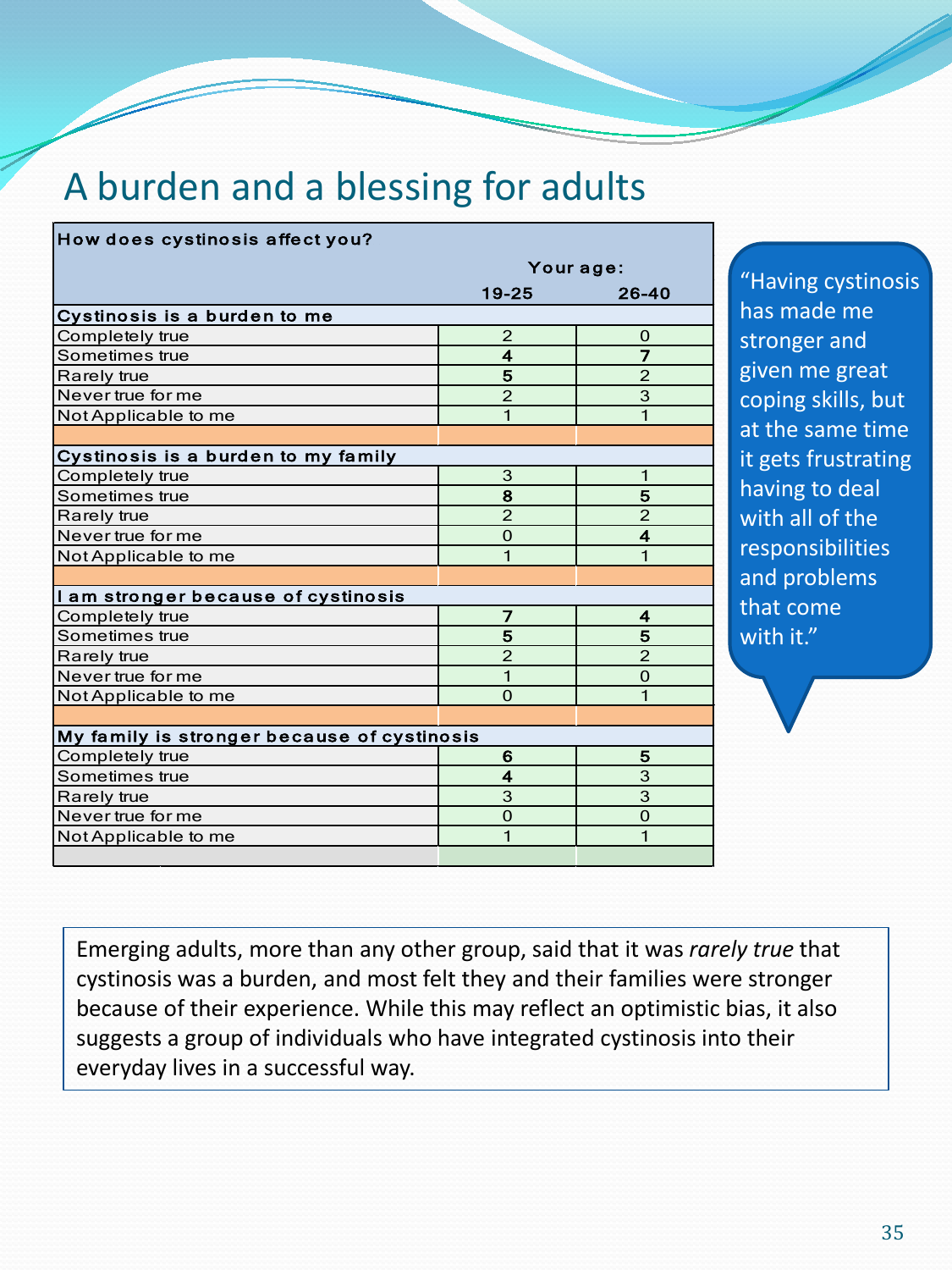# A burden and a blessing for adults

| How does cystinosis affect you? | Your age: 19-25 | 26-40 |
|---|---|---|
| **Cystinosis is a burden to me** | | |
| Completely true | 2 | 0 |
| Sometimes true | **4** | **7** |
| Rarely true | **5** | 2 |
| Never true for me | 2 | 3 |
| Not Applicable to me | 1 | 1 |
| **Cystinosis is a burden to my family** | | |
| Completely true | 3 | 1 |
| Sometimes true | **8** | **5** |
| Rarely true | 2 | 2 |
| Never true for me | 0 | **4** |
| Not Applicable to me | 1 | 1 |
| **I am stronger because of cystinosis** | | |
| Completely true | **7** | **4** |
| Sometimes true | **5** | **5** |
| Rarely true | 2 | 2 |
| Never true for me | 1 | 0 |
| Not Applicable to me | 0 | 1 |
| **My family is stronger because of cystinosis** | | |
| Completely true | **6** | **5** |
| Sometimes true | **4** | 3 |
| Rarely true | 3 | 3 |
| Never true for me | 0 | 0 |
| Not Applicable to me | 1 | 1 |

"Having cystinosis has made me stronger and given me great coping skills, but at the same time it gets frustrating having to deal with all of the responsibilities and problems that come with it."

Emerging adults, more than any other group, said that it was *rarely true* that cystinosis was a burden, and most felt they and their families were stronger because of their experience. While this may reflect an optimistic bias, it also suggests a group of individuals who have integrated cystinosis into their everyday lives in a successful way.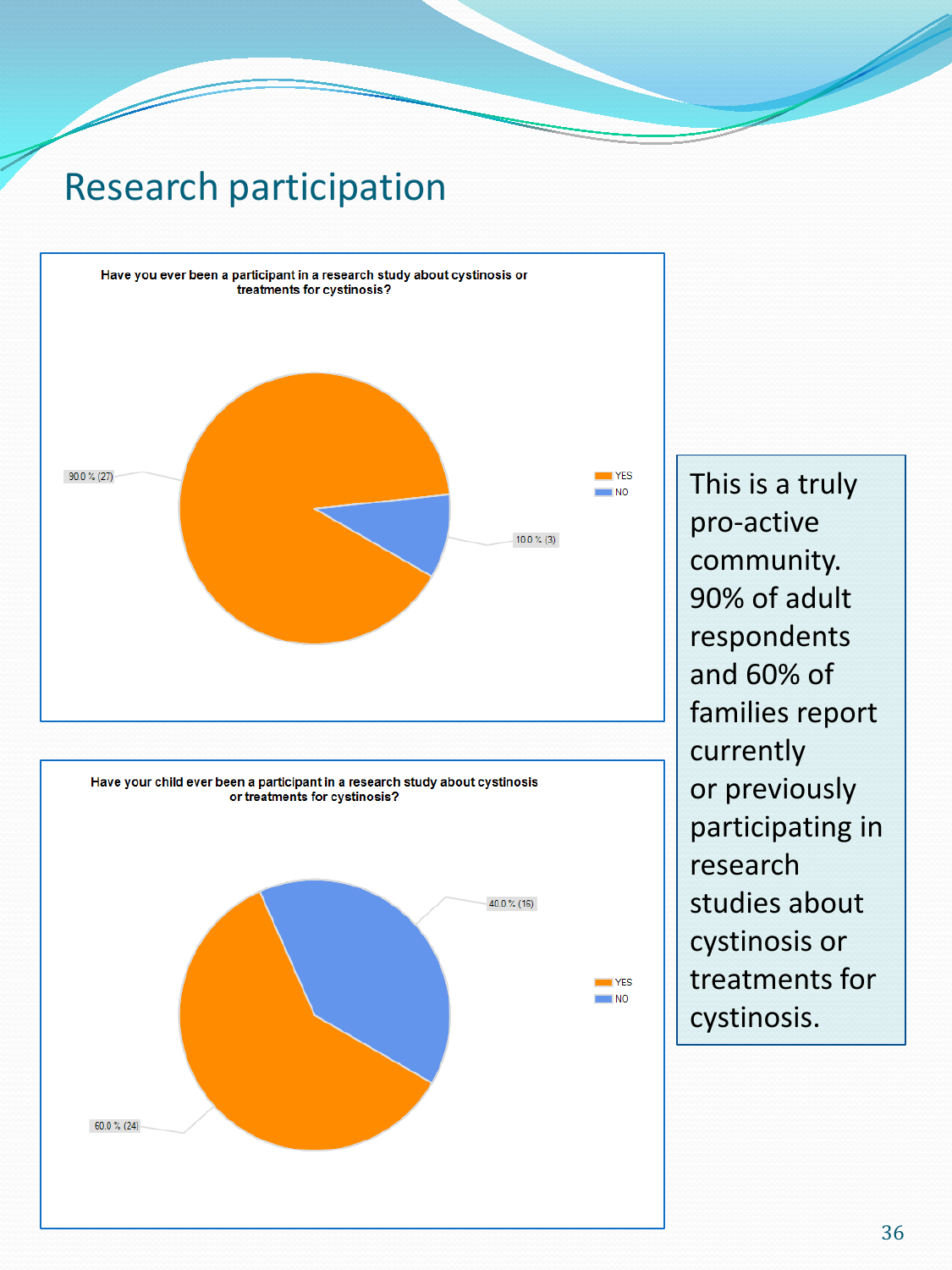# Research participation

**Have you ever been a participant in a research study about cystinosis or treatments for cystinosis?**

| Response | Percentage | Count |
| --- | --- | --- |
| YES | 90.0 % | 27 |
| NO | 10.0 % | 3 |

**Have your child ever been a participant in a research study about cystinosis or treatments for cystinosis?**

| Response | Percentage | Count |
| --- | --- | --- |
| YES | 60.0 % | 24 |
| NO | 40.0 % | 16 |

This is a truly pro-active community. 90% of adult respondents and 60% of families report currently or previously participating in research studies about cystinosis or treatments for cystinosis.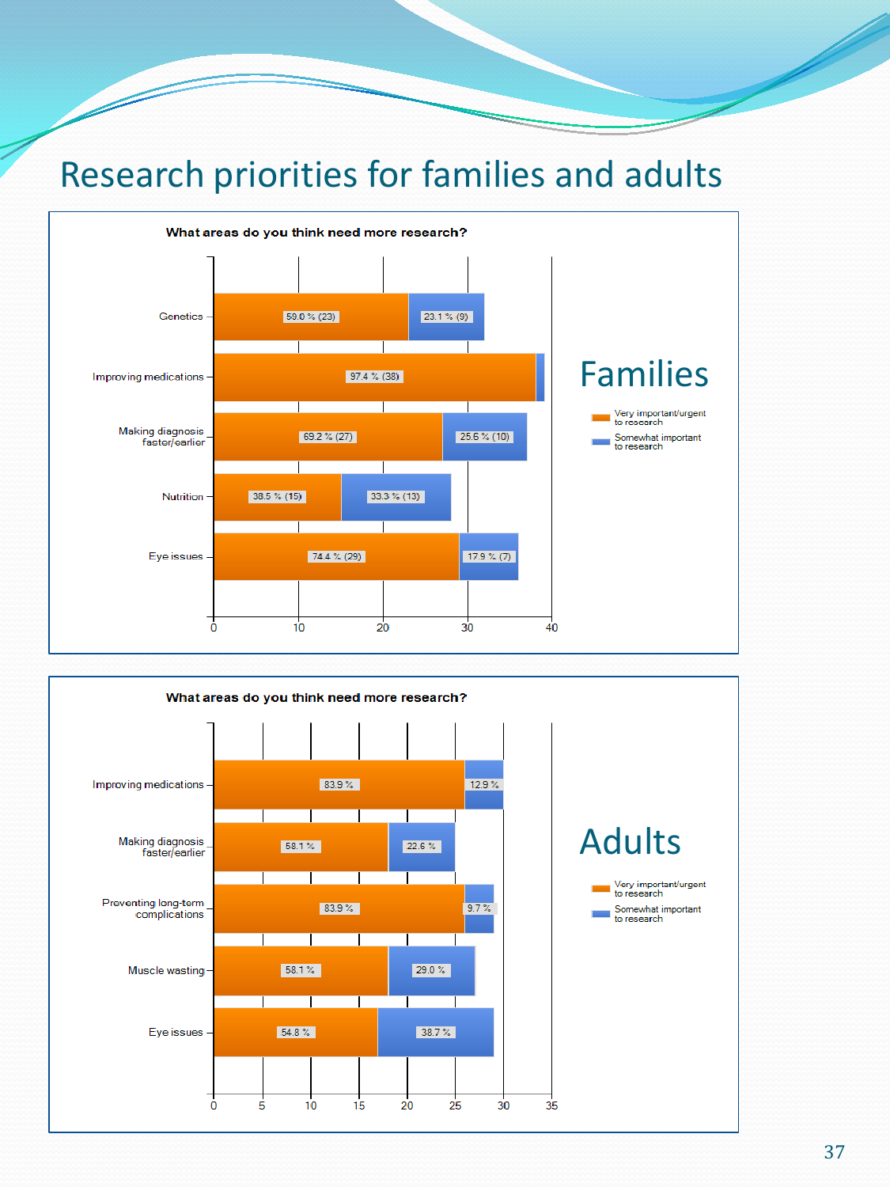# Research priorities for families and adults

What areas do you think need more research?

Genetics
59.0 % (23)
23.1 % (9)

Improving medications
97.4 % (38)

Making diagnosis faster/earlier
69.2 % (27)
25.6 % (10)

Nutrition
38.5 % (15)
33.3 % (13)

Eye issues
74.4 % (29)
17.9 % (7)

0 10 20 30 40

## Families

Very important/urgent to research

Somewhat important to research

What areas do you think need more research?

Improving medications
83.9 %
12.9 %

Making diagnosis faster/earlier
58.1 %
22.6 %

Preventing long-term complications
83.9 %
9.7 %

Muscle wasting
58.1 %
29.0 %

Eye issues
54.8 %
38.7 %

0 5 10 15 20 25 30 35

## Adults

Very important/urgent to research

Somewhat important to research